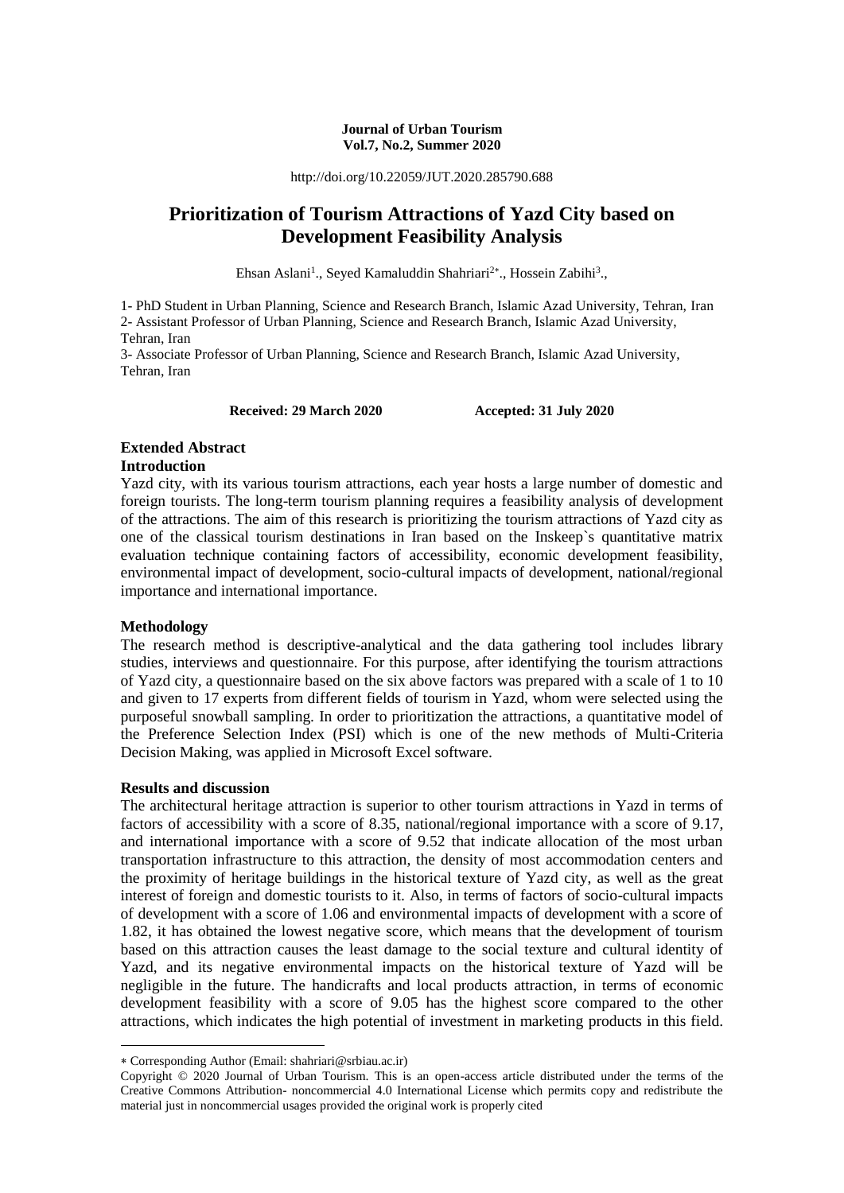**Journal of Urban Tourism**
**Vol.7, No.2, Summer 2020**

http://doi.org/10.22059/JUT.2020.285790.688

# Prioritization of Tourism Attractions of Yazd City based on Development Feasibility Analysis

Ehsan Aslani[1]., Seyed Kamaluddin Shahriari[2*]., Hossein Zabihi[3].,

1- PhD Student in Urban Planning, Science and Research Branch, Islamic Azad University, Tehran, Iran
2- Assistant Professor of Urban Planning, Science and Research Branch, Islamic Azad University, Tehran, Iran
3- Associate Professor of Urban Planning, Science and Research Branch, Islamic Azad University, Tehran, Iran

**Received: 29 March 2020** **Accepted: 31 July 2020**

## Extended Abstract

### Introduction

Yazd city, with its various tourism attractions, each year hosts a large number of domestic and foreign tourists. The long-term tourism planning requires a feasibility analysis of development of the attractions. The aim of this research is prioritizing the tourism attractions of Yazd city as one of the classical tourism destinations in Iran based on the Inskeep`s quantitative matrix evaluation technique containing factors of accessibility, economic development feasibility, environmental impact of development, socio-cultural impacts of development, national/regional importance and international importance.

### Methodology

The research method is descriptive-analytical and the data gathering tool includes library studies, interviews and questionnaire. For this purpose, after identifying the tourism attractions of Yazd city, a questionnaire based on the six above factors was prepared with a scale of 1 to 10 and given to 17 experts from different fields of tourism in Yazd, whom were selected using the purposeful snowball sampling. In order to prioritization the attractions, a quantitative model of the Preference Selection Index (PSI) which is one of the new methods of Multi-Criteria Decision Making, was applied in Microsoft Excel software.

### Results and discussion

The architectural heritage attraction is superior to other tourism attractions in Yazd in terms of factors of accessibility with a score of 8.35, national/regional importance with a score of 9.17, and international importance with a score of 9.52 that indicate allocation of the most urban transportation infrastructure to this attraction, the density of most accommodation centers and the proximity of heritage buildings in the historical texture of Yazd city, as well as the great interest of foreign and domestic tourists to it. Also, in terms of factors of socio-cultural impacts of development with a score of 1.06 and environmental impacts of development with a score of 1.82, it has obtained the lowest negative score, which means that the development of tourism based on this attraction causes the least damage to the social texture and cultural identity of Yazd, and its negative environmental impacts on the historical texture of Yazd will be negligible in the future. The handicrafts and local products attraction, in terms of economic development feasibility with a score of 9.05 has the highest score compared to the other attractions, which indicates the high potential of investment in marketing products in this field.

---

* Corresponding Author (Email: shahriari@srbiau.ac.ir)

Copyright © 2020 Journal of Urban Tourism. This is an open-access article distributed under the terms of the Creative Commons Attribution- noncommercial 4.0 International License which permits copy and redistribute the material just in noncommercial usages provided the original work is properly cited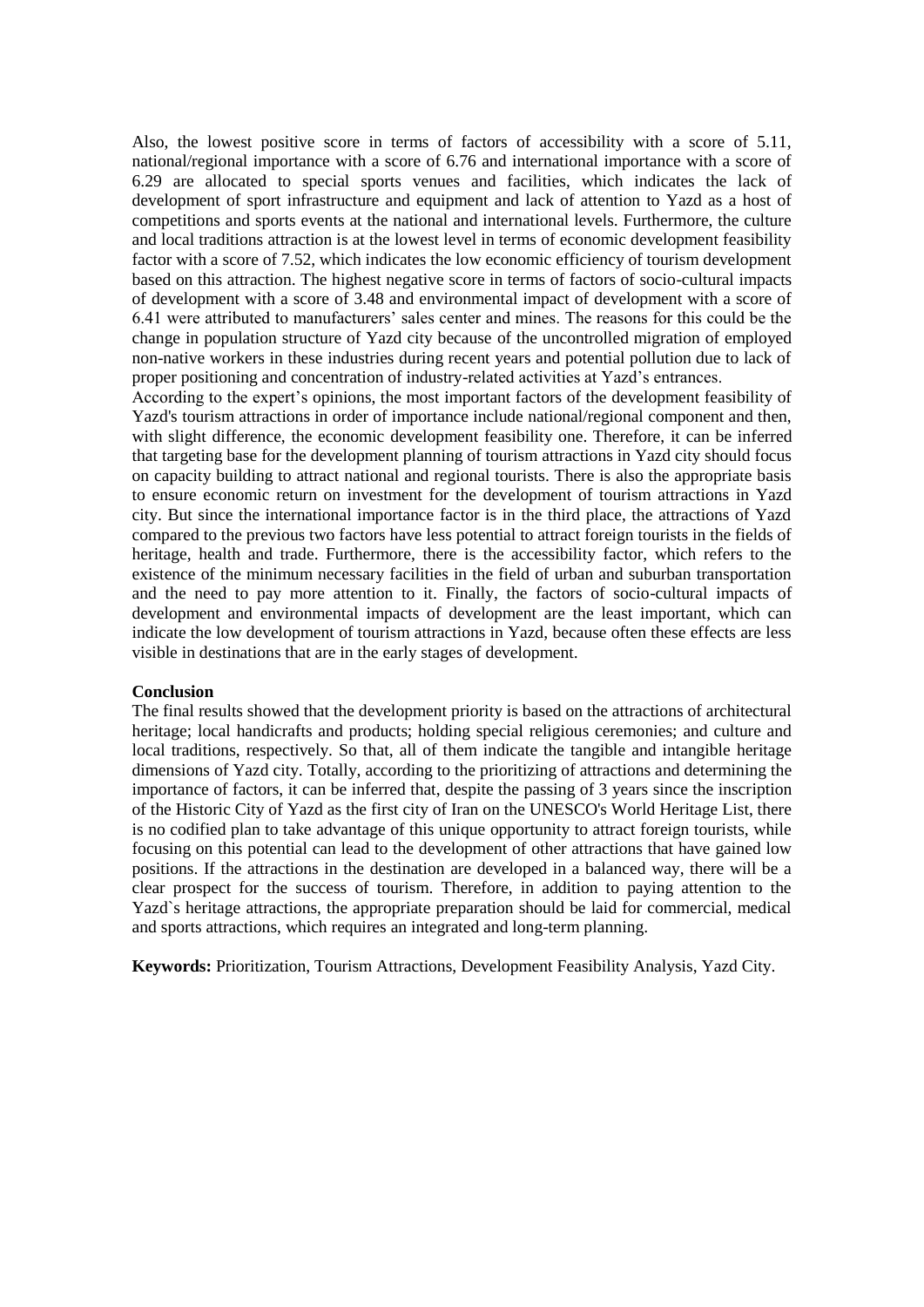Also, the lowest positive score in terms of factors of accessibility with a score of 5.11, national/regional importance with a score of 6.76 and international importance with a score of 6.29 are allocated to special sports venues and facilities, which indicates the lack of development of sport infrastructure and equipment and lack of attention to Yazd as a host of competitions and sports events at the national and international levels. Furthermore, the culture and local traditions attraction is at the lowest level in terms of economic development feasibility factor with a score of 7.52, which indicates the low economic efficiency of tourism development based on this attraction. The highest negative score in terms of factors of socio-cultural impacts of development with a score of 3.48 and environmental impact of development with a score of 6.41 were attributed to manufacturers' sales center and mines. The reasons for this could be the change in population structure of Yazd city because of the uncontrolled migration of employed non-native workers in these industries during recent years and potential pollution due to lack of proper positioning and concentration of industry-related activities at Yazd's entrances.

According to the expert's opinions, the most important factors of the development feasibility of Yazd's tourism attractions in order of importance include national/regional component and then, with slight difference, the economic development feasibility one. Therefore, it can be inferred that targeting base for the development planning of tourism attractions in Yazd city should focus on capacity building to attract national and regional tourists. There is also the appropriate basis to ensure economic return on investment for the development of tourism attractions in Yazd city. But since the international importance factor is in the third place, the attractions of Yazd compared to the previous two factors have less potential to attract foreign tourists in the fields of heritage, health and trade. Furthermore, there is the accessibility factor, which refers to the existence of the minimum necessary facilities in the field of urban and suburban transportation and the need to pay more attention to it. Finally, the factors of socio-cultural impacts of development and environmental impacts of development are the least important, which can indicate the low development of tourism attractions in Yazd, because often these effects are less visible in destinations that are in the early stages of development.

**Conclusion**

The final results showed that the development priority is based on the attractions of architectural heritage; local handicrafts and products; holding special religious ceremonies; and culture and local traditions, respectively. So that, all of them indicate the tangible and intangible heritage dimensions of Yazd city. Totally, according to the prioritizing of attractions and determining the importance of factors, it can be inferred that, despite the passing of 3 years since the inscription of the Historic City of Yazd as the first city of Iran on the UNESCO's World Heritage List, there is no codified plan to take advantage of this unique opportunity to attract foreign tourists, while focusing on this potential can lead to the development of other attractions that have gained low positions. If the attractions in the destination are developed in a balanced way, there will be a clear prospect for the success of tourism. Therefore, in addition to paying attention to the Yazd`s heritage attractions, the appropriate preparation should be laid for commercial, medical and sports attractions, which requires an integrated and long-term planning.

**Keywords:** Prioritization, Tourism Attractions, Development Feasibility Analysis, Yazd City.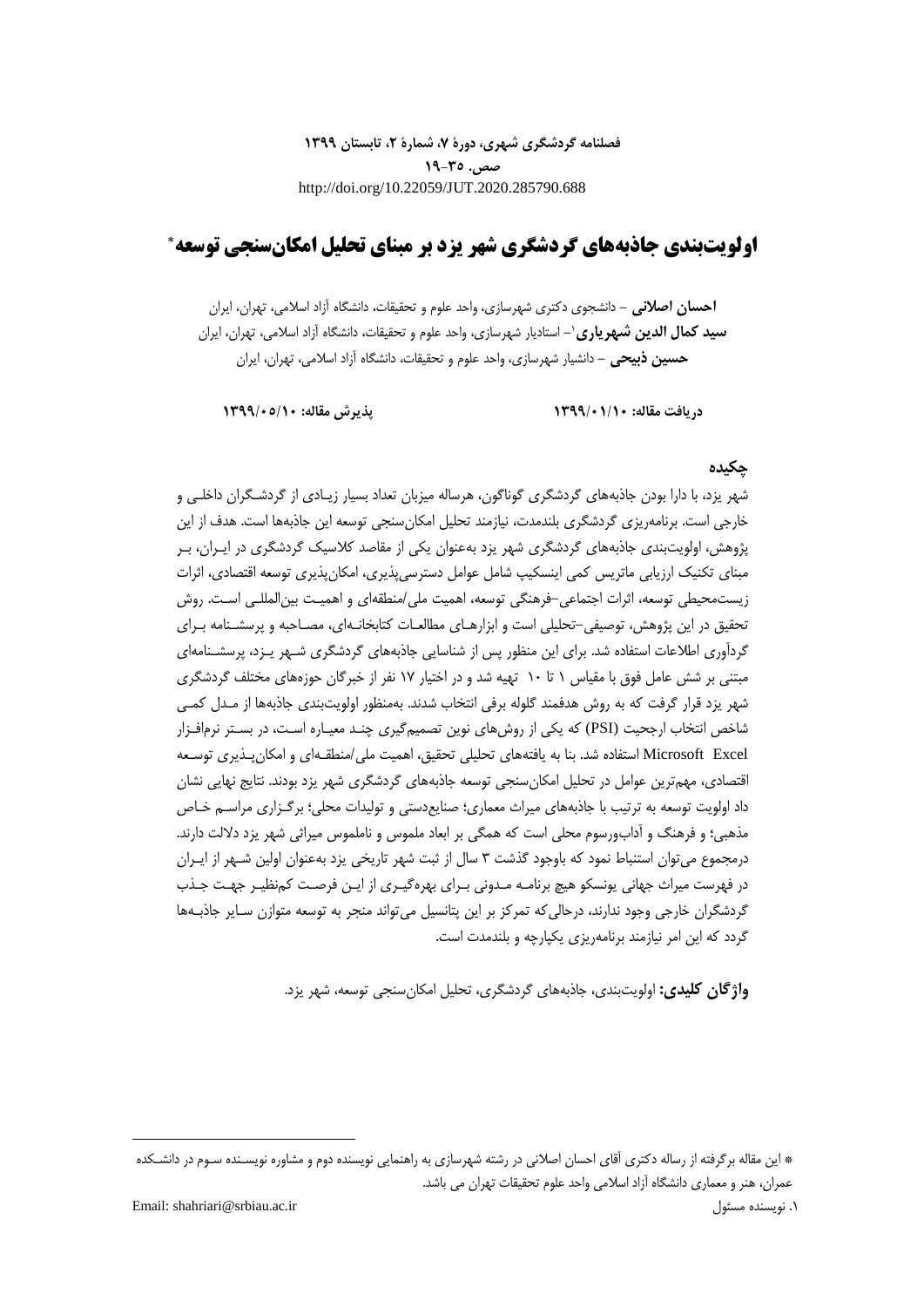**فصلنامه گردشگری شهری، دورهٔ ۷، شمارهٔ ۲، تابستان ۱۳۹۹**
**صص. ۳۵-۱۹**
http://doi.org/10.22059/JUT.2020.285790.688

# اولویت‌بندی جاذبه‌های گردشگری شهر یزد بر مبنای تحلیل امکان‌سنجی توسعه*

**احسان اصلانی** – دانشجوی دکتری شهرسازی، واحد علوم و تحقیقات، دانشگاه آزاد اسلامی، تهران، ایران
**سید کمال الدین شهریاری**[1] – استادیار شهرسازی، واحد علوم و تحقیقات، دانشگاه آزاد اسلامی، تهران، ایران
**حسین ذبیحی** – دانشیار شهرسازی، واحد علوم و تحقیقات، دانشگاه آزاد اسلامی، تهران، ایران

**دریافت مقاله: ۱۳۹۹/۰۱/۱۰** **پذیرش مقاله: ۱۳۹۹/۰۵/۱۰**

## چکیده

شهر یزد، با دارا بودن جاذبه‌های گردشگری گوناگون، هرساله میزبان تعداد بسیار زیادی از گردشگران داخلی و خارجی است. برنامه‌ریزی گردشگری بلندمدت، نیازمند تحلیل امکان‌سنجی توسعه این جاذبه‌ها است. هدف از این پژوهش، اولویت‌بندی جاذبه‌های گردشگری شهر یزد به‌عنوان یکی از مقاصد کلاسیک گردشگری در ایران، بر مبنای تکنیک ارزیابی ماتریس کمی اینسکیپ شامل عوامل دسترسی‌پذیری، امکان‌پذیری توسعه اقتصادی، اثرات زیست‌محیطی توسعه، اثرات اجتماعی-فرهنگی توسعه، اهمیت ملی/منطقه‌ای و اهمیت بین‌المللی است. روش تحقیق در این پژوهش، توصیفی-تحلیلی است و ابزارهای مطالعات کتابخانه‌ای، مصاحبه و پرسشنامه برای گردآوری اطلاعات استفاده شد. برای این منظور پس از شناسایی جاذبه‌های گردشگری شهر یزد، پرسشنامه‌ای مبتنی بر شش عامل فوق با مقیاس ۱ تا ۱۰ تهیه شد و در اختیار ۱۷ نفر از خبرگان حوزه‌های مختلف گردشگری شهر یزد قرار گرفت که به روش هدفمند گلوله برفی انتخاب شدند. به‌منظور اولویت‌بندی جاذبه‌ها از مدل کمی شاخص انتخاب ارجحیت (PSI) که یکی از روش‌های نوین تصمیم‌گیری چند معیاره است، در بستر نرم‌افزار Microsoft Excel استفاده شد. بنا به یافته‌های تحلیلی تحقیق، اهمیت ملی/منطقه‌ای و امکان‌پذیری توسعه اقتصادی، مهم‌ترین عوامل در تحلیل امکان‌سنجی توسعه جاذبه‌های گردشگری شهر یزد بودند. نتایج نهایی نشان داد اولویت توسعه به ترتیب با جاذبه‌های میراث معماری؛ صنایع‌دستی و تولیدات محلی؛ برگزاری مراسم خاص مذهبی؛ و فرهنگ و آداب‌ورسوم محلی است که همگی بر ابعاد ملموس و ناملموس میراثی شهر یزد دلالت دارند. درمجموع می‌توان استنباط نمود که باوجود گذشت ۳ سال از ثبت شهر تاریخی یزد به‌عنوان اولین شهر از ایران در فهرست میراث جهانی یونسکو هیچ برنامه مدونی برای بهره‌گیری از این فرصت کم‌نظیر جهت جذب گردشگران خارجی وجود ندارد، درحالی‌که تمرکز بر این پتانسیل می‌تواند منجر به توسعه متوازن سایر جاذبه‌ها گردد که این امر نیازمند برنامه‌ریزی یکپارچه و بلندمدت است.

**واژگان کلیدی:** اولویت‌بندی، جاذبه‌های گردشگری، تحلیل امکان‌سنجی توسعه، شهر یزد.

---

* این مقاله برگرفته از رساله دکتری آقای احسان اصلانی در رشته شهرسازی به راهنمایی نویسنده دوم و مشاوره نویسنده سوم در دانشکده عمران، هنر و معماری دانشگاه آزاد اسلامی واحد علوم تحقیقات تهران می باشد.

۱. نویسنده مسئول Email: shahriari@srbiau.ac.ir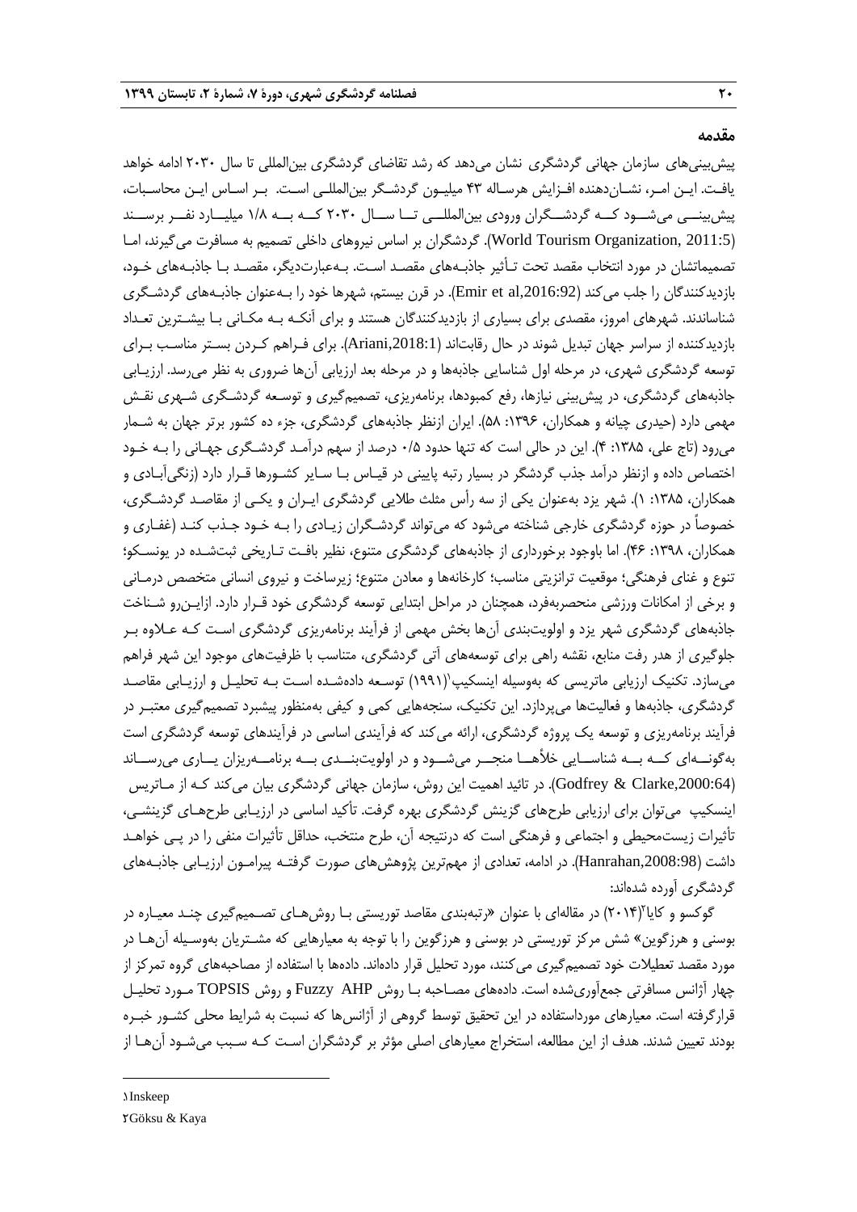## مقدمه

پیش‌بینی‌های سازمان جهانی گردشگری نشان می‌دهد که رشد تقاضای گردشگری بین‌المللی تا سال ۲۰۳۰ ادامه خواهد یافت. این امر، نشان‌دهنده افزایش هرساله ۴۳ میلیون گردشگر بین‌المللی است. بر اساس این محاسبات، پیش‌بینی می‌شود که گردشگران ورودی بین‌المللی تا سال ۲۰۳۰ به ۱/۸ میلیارد نفر برسند (World Tourism Organization, 2011:5). گردشگران بر اساس نیروهای داخلی تصمیم به مسافرت می‌گیرند، اما تصمیماتشان در مورد انتخاب مقصد تحت تأثیر جاذبه‌های مقصد است. به‌عبارت‌دیگر، مقصد با جاذبه‌های خود، بازدیدکنندگان را جلب می‌کند (Emir et al,2016:92). در قرن بیستم، شهرها خود را به‌عنوان جاذبه‌های گردشگری شناساندند. شهرهای امروز، مقصدی برای بسیاری از بازدیدکنندگان هستند و برای آنکه به مکانی با بیشترین تعداد بازدیدکننده از سراسر جهان تبدیل شوند در حال رقابت‌اند (Ariani,2018:1). برای فراهم کردن بستر مناسب برای توسعه گردشگری شهری، در مرحله اول شناسایی جاذبه‌ها و در مرحله بعد ارزیابی آن‌ها ضروری به نظر می‌رسد. ارزیابی جاذبه‌های گردشگری، در پیش‌بینی نیازها، رفع کمبودها، برنامه‌ریزی، تصمیم‌گیری و توسعه گردشگری شهری نقش مهمی دارد (حیدری چیانه و همکاران، ۱۳۹۶: ۵۸). ایران ازنظر جاذبه‌های گردشگری، جزء ده کشور برتر جهان به شمار می‌رود (تاج علی، ۱۳۸۵: ۴). این در حالی است که تنها حدود ۰/۵ درصد از سهم درآمد گردشگری جهانی را به خود اختصاص داده و ازنظر درآمد جذب گردشگر در بسیار رتبه پایینی در قیاس با سایر کشورها قرار دارد (زنگی‌آبادی و همکاران، ۱۳۸۵: ۱). شهر یزد به‌عنوان یکی از سه رأس مثلث طلایی گردشگری ایران و یکی از مقاصد گردشگری، خصوصاً در حوزه گردشگری خارجی شناخته می‌شود که می‌تواند گردشگران زیادی را به خود جذب کند (غفاری و همکاران، ۱۳۹۸: ۴۶). اما باوجود برخورداری از جاذبه‌های گردشگری متنوع، نظیر بافت تاریخی ثبت‌شده در یونسکو؛ تنوع و غنای فرهنگی؛ موقعیت ترانزیتی مناسب؛ کارخانه‌ها و معادن متنوع؛ زیرساخت و نیروی انسانی متخصص درمانی و برخی از امکانات ورزشی منحصربه‌فرد، همچنان در مراحل ابتدایی توسعه گردشگری خود قرار دارد. ازاین‌رو شناخت جاذبه‌های گردشگری شهر یزد و اولویت‌بندی آن‌ها بخش مهمی از فرآیند برنامه‌ریزی گردشگری است که علاوه بر جلوگیری از هدر رفت منابع، نقشه راهی برای توسعه‌های آتی گردشگری، متناسب با ظرفیت‌های موجود این شهر فراهم می‌سازد. تکنیک ارزیابی ماتریسی که به‌وسیله اینسکیپ[1] (۱۹۹۱) توسعه داده‌شده است به تحلیل و ارزیابی مقاصد گردشگری، جاذبه‌ها و فعالیت‌ها می‌پردازد. این تکنیک، سنجه‌هایی کمی و کیفی به‌منظور پیشبرد تصمیم‌گیری معتبر در فرآیند برنامه‌ریزی و توسعه یک پروژه گردشگری، ارائه می‌کند که فرآیندی اساسی در فرآیندهای توسعه گردشگری است به‌گونه‌ای که به شناسایی خلأها منجر می‌شود و در اولویت‌بندی به برنامه‌ریزان یاری می‌رساند (Godfrey & Clarke,2000:64). در تائید اهمیت این روش، سازمان جهانی گردشگری بیان می‌کند که از ماتریس اینسکیپ می‌توان برای ارزیابی طرح‌های گزینش گردشگری بهره گرفت. تأکید اساسی در ارزیابی طرح‌های گزینشی، تأثیرات زیست‌محیطی و اجتماعی و فرهنگی است که درنتیجه آن، طرح منتخب، حداقل تأثیرات منفی را در پی خواهد داشت (Hanrahan,2008:98). در ادامه، تعدادی از مهم‌ترین پژوهش‌های صورت گرفته پیرامون ارزیابی جاذبه‌های گردشگری آورده شده‌اند:

گوکسو و کایا[2] (۲۰۱۴) در مقاله‌ای با عنوان «رتبه‌بندی مقاصد توریستی با روش‌های تصمیم‌گیری چند معیاره در بوسنی و هرزگوین» شش مرکز توریستی در بوسنی و هرزگوین را با توجه به معیارهایی که مشتریان به‌وسیله آن‌ها در مورد مقصد تعطیلات خود تصمیم‌گیری می‌کنند، مورد تحلیل قرار داده‌اند. داده‌ها با استفاده از مصاحبه‌های گروه تمرکز از چهار آژانس مسافرتی جمع‌آوری‌شده است. داده‌های مصاحبه با روش Fuzzy AHP و روش TOPSIS مورد تحلیل قرارگرفته است. معیارهای مورداستفاده در این تحقیق توسط گروهی از آژانس‌ها که نسبت به شرایط محلی کشور خبره بودند تعیین شدند. هدف از این مطالعه، استخراج معیارهای اصلی مؤثر بر گردشگران است که سبب می‌شود آن‌ها از

---

[1] Inskeep

[2] Göksu & Kaya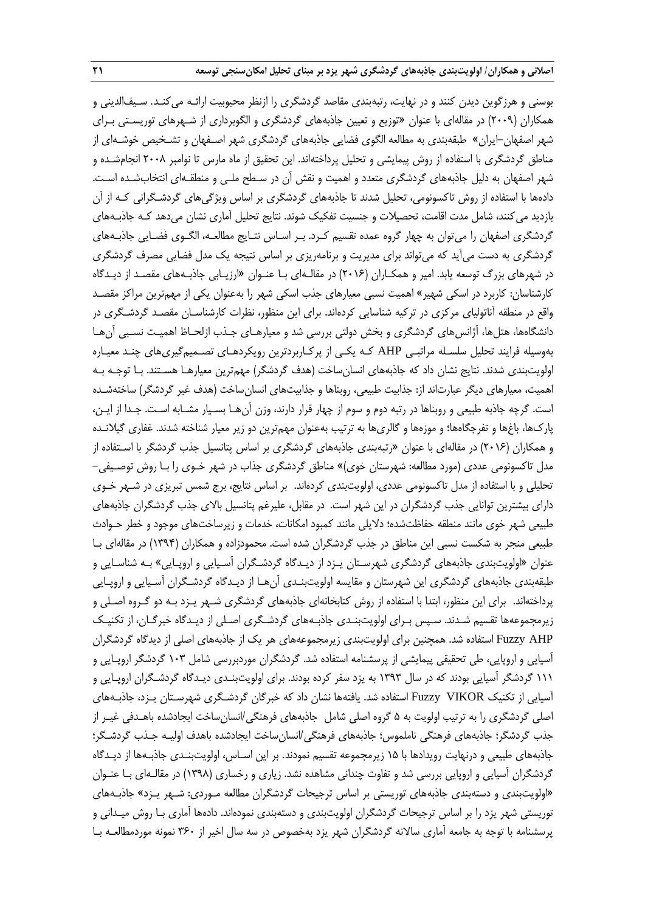بوسنی و هرزگوین دیدن کنند و در نهایت، رتبه‌بندی مقاصد گردشگری را ازنظر محبوبیت ارائـه می‌کنـد. سـیف‌الدینی و همکاران (۲۰۰۹) در مقاله‌ای با عنوان «توزیع و تعیین جاذبه‌های گردشگری و الگوبرداری از شـهرهای توریسـتی بـرای شهر اصفهان–ایران» طبقه‌بندی به مطالعه الگوی فضایی جاذبه‌های گردشگری شهر اصـفهان و تشـخیص خوشـه‌ای از مناطق گردشگری با استفاده از روش پیمایشی و تحلیل پرداخته‌اند. این تحقیق از ماه مارس تا نوامبر ۲۰۰۸ انجام‌شـده و شهر اصفهان به دلیل جاذبه‌های گردشگری متعدد و اهمیت و نقش آن در سـطح ملـی و منطقـه‌ای انتخاب‌شـده اسـت. داده‌ها با استفاده از روش تاکسونومی، تحلیل شدند تا جاذبه‌های گردشگری بر اساس ویژگی‌های گردشـگرانی کـه از آن بازدید می‌کنند، شامل مدت اقامت، تحصیلات و جنسیت تفکیک شوند. نتایج تحلیل آماری نشان می‌دهد کـه جاذبـه‌های گردشگری اصفهان را می‌توان به چهار گروه عمده تقسیم کـرد. بـر اسـاس نتـایج مطالعـه، الگـوی فضـایی جاذبـه‌های گردشگری به دست می‌آید که می‌تواند برای مدیریت و برنامه‌ریزی بر اساس نتیجه یک مدل فضایی مصرف گردشگری در شهرهای بزرگ توسعه یابد. امیر و همکـاران (۲۰۱۶) در مقالـه‌ای بـا عنـوان «ارزیـابی جاذبـه‌های مقصـد از دیـدگاه کارشناسان: کاربرد در اسکی شهیر» اهمیت نسبی معیارهای جذب اسکی شهر را به‌عنوان یکی از مهم‌ترین مراکز مقصـد واقع در منطقه آناتولیای مرکزی در ترکیه شناسایی کرده‌اند. برای این منظور، نظرات کارشناسـان مقصـد گردشـگری در دانشگاه‌ها، هتل‌ها، آژانس‌های گردشگری و بخش دولتی بررسی شد و معیارهـای جـذب ازلحـاظ اهمیـت نسـبی آن‌هـا به‌وسیله فرایند تحلیل سلسـله مراتبـی AHP کـه یکـی از پرکـاربردترین رویکردهـای تصـمیم‌گیری‌های چنـد معیـاره اولویت‌بندی شدند. نتایج نشان داد که جاذبه‌های انسان‌ساخت (هدف گردشگر) مهم‌ترین معیارهـا هسـتند. بـا توجـه بـه اهمیت، معیارهای دیگر عبارت‌اند از: جذابیت طبیعی، روبناها و جذابیت‌های انسان‌ساخت (هدف غیر گردشگر) ساخته‌شـده است. گرچه جاذبه طبیعی و روبناها در رتبه دوم و سوم از چهار قرار دارند، وزن آن‌هـا بسـیار مشـابه اسـت. جـدا از ایـن، پارک‌ها، باغ‌ها و تفرجگاه‌ها؛ و موزه‌ها و گالری‌ها به ترتیب به‌عنوان مهم‌ترین دو زیر معیار شناخته شدند. غفاری گیلانـده و همکاران (۲۰۱۶) در مقاله‌ای با عنوان «رتبه‌بندی جاذبه‌های گردشگری بر اساس پتانسیل جذب گردشگر با اسـتفاده از مدل تاکسونومی عددی (مورد مطالعه: شهرستان خوی)» مناطق گردشگری جذاب در شهر خـوی را بـا روش توصـیفی– تحلیلی و با استفاده از مدل تاکسونومی عددی، اولویت‌بندی کرده‌اند. بر اساس نتایج، برج شمس تبریزی در شـهر خـوی دارای بیشترین توانایی جذب گردشگران در این شهر است. در مقابل، علیرغم پتانسیل بالای جذب گردشگران جاذبه‌های طبیعی شهر خوی مانند منطقه حفاظت‌شده؛ دلایلی مانند کمبود امکانات، خدمات و زیرساخت‌های موجود و خطر حـوادث طبیعی منجر به شکست نسبی این مناطق در جذب گردشگران شده است. محمودزاده و همکاران (۱۳۹۴) در مقاله‌ای بـا عنوان «اولویت‌بندی جاذبه‌های گردشگری شهرسـتان یـزد از دیـدگاه گردشـگران آسـیایی و اروپـایی» بـه شناسـایی و طبقه‌بندی جاذبه‌های گردشگری این شهرستان و مقایسه اولویت‌بنـدی آن‌هـا از دیـدگاه گردشـگران آسـیایی و اروپـایی پرداخته‌اند. برای این منظور، ابتدا با استفاده از روش کتابخانه‌ای جاذبه‌های گردشگری شـهر یـزد بـه دو گـروه اصـلی و زیرمجموعه‌ها تقسیم شـدند. سـپس بـرای اولویت‌بنـدی جاذبـه‌های گردشـگری اصـلی از دیـدگاه خبرگـان، از تکنیـک Fuzzy AHP استفاده شد. همچنین برای اولویت‌بندی زیرمجموعه‌های هر یک از جاذبه‌های اصلی از دیدگاه گردشگران آسیایی و اروپایی، طی تحقیقی پیمایشی از پرسشنامه استفاده شد. گردشگران موردبررسی شامل ۱۰۳ گردشگر اروپـایی و ۱۱۱ گردشگر آسیایی بودند که در سال ۱۳۹۳ به یزد سفر کرده بودند. برای اولویت‌بنـدی دیـدگاه گردشـگران اروپـایی و آسیایی از تکنیک Fuzzy VIKOR استفاده شد. یافته‌ها نشان داد که خبرگان گردشـگری شهرسـتان یـزد، جاذبـه‌های اصلی گردشگری را به ترتیب اولویت به ۵ گروه اصلی شامل جاذبه‌های فرهنگی/انسان‌ساخت ایجادشده باهـدفی غیـر از جذب گردشگر؛ جاذبه‌های فرهنگی ناملموس؛ جاذبه‌های فرهنگی/انسان‌ساخت ایجادشده باهدف اولیـه جـذب گردشـگر؛ جاذبه‌های طبیعی و درنهایت رویدادها با ۱۵ زیرمجموعه تقسیم نمودند. بر این اسـاس، اولویت‌بنـدی جاذبـه‌ها از دیـدگاه گردشگران آسیایی و اروپایی بررسی شد و تفاوت چندانی مشاهده نشد. زیاری و رخساری (۱۳۹۸) در مقالـه‌ای بـا عنـوان «اولویت‌بندی و دسته‌بندی جاذبه‌های توریستی بر اساس ترجیحات گردشگران مطالعه مـوردی: شـهر یـزد» جاذبـه‌های توریستی شهر یزد را بر اساس ترجیحات گردشگران اولویت‌بندی و دسته‌بندی نموده‌اند. داده‌ها آماری بـا روش میـدانی و پرسشنامه با توجه به جامعه آماری سالانه گردشگران شهر یزد به‌خصوص در سه سال اخیر از ۳۶۰ نمونه موردمطالعـه بـا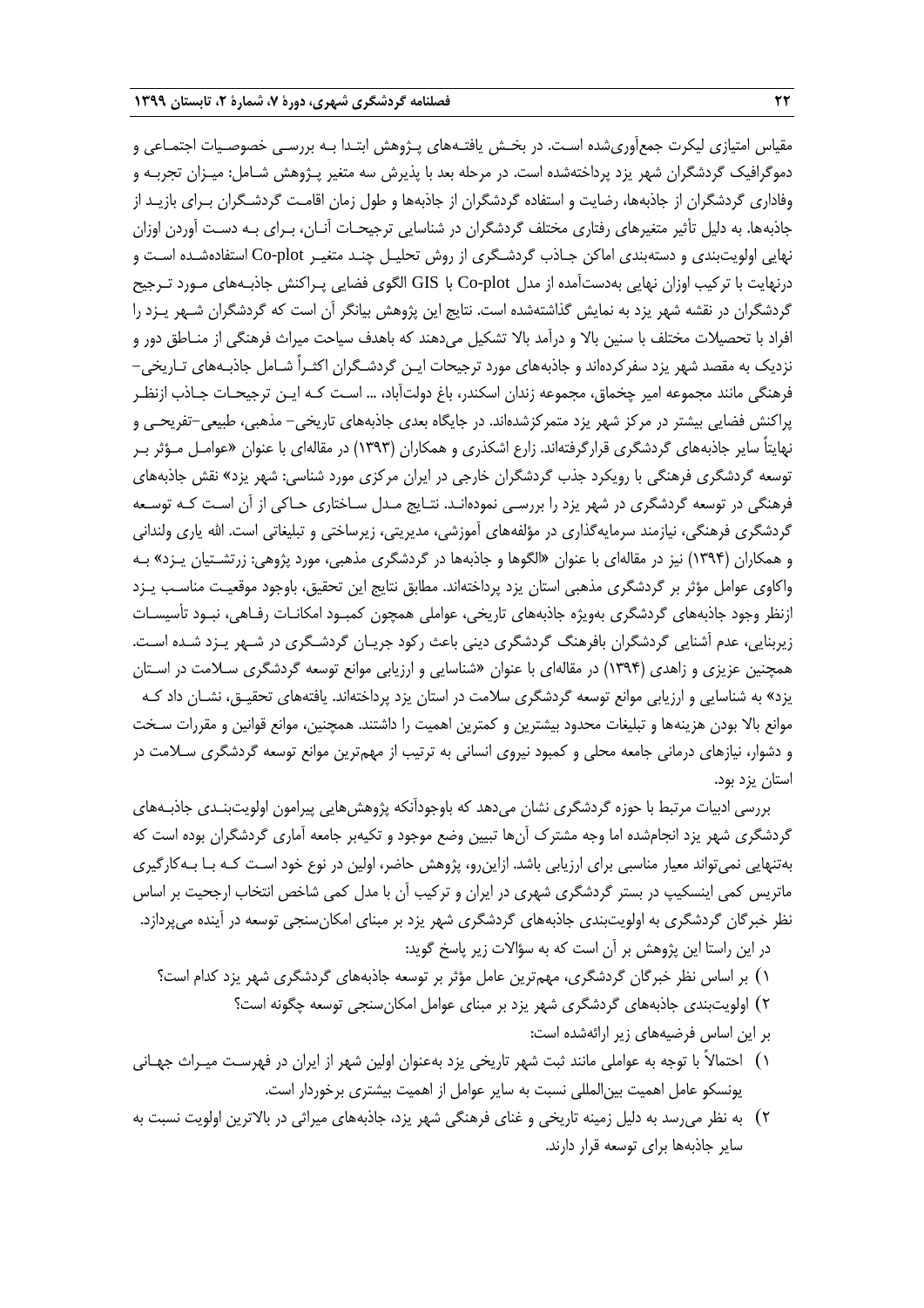مقیاس امتیازی لیکرت جمع‌آوری‌شده است. در بخش یافته‌های پژوهش ابتدا به بررسی خصوصیات اجتماعی و دموگرافیک گردشگران شهر یزد پرداخته‌شده است. در مرحله بعد با پذیرش سه متغیر پژوهش شامل: میزان تجربه و وفاداری گردشگران از جاذبه‌ها، رضایت و استفاده گردشگران از جاذبه‌ها و طول زمان اقامت گردشگران برای بازید از جاذبه‌ها. به دلیل تأثیر متغیرهای رفتاری مختلف گردشگران در شناسایی ترجیحات آنان، برای به دست آوردن اوزان نهایی اولویت‌بندی و دسته‌بندی اماکن جاذب گردشگری از روش تحلیل چند متغیر Co-plot استفاده‌شده است و درنهایت با ترکیب اوزان نهایی به‌دست‌آمده از مدل Co-plot با GIS الگوی فضایی پراکنش جاذبه‌های مورد ترجیح گردشگران در نقشه شهر یزد به نمایش گذاشته‌شده است. نتایج این پژوهش بیانگر آن است که گردشگران شهر یزد را افراد با تحصیلات مختلف با سنین بالا و درآمد بالا تشکیل می‌دهند که باهدف سیاحت میراث فرهنگی از مناطق دور و نزدیک به مقصد شهر یزد سفرکرده‌اند و جاذبه‌های مورد ترجیحات این گردشگران اکثراً شامل جاذبه‌های تاریخی- فرهنگی مانند مجموعه امیر چخماق، مجموعه زندان اسکندر، باغ دولت‌آباد، ... است که این ترجیحات جاذب ازنظر پراکنش فضایی بیشتر در مرکز شهر یزد متمرکزشده‌اند. در جایگاه بعدی جاذبه‌های تاریخی- مذهبی، طبیعی-تفریحی و نهایتاً سایر جاذبه‌های گردشگری قرارگرفته‌اند. زارع اشکذری و همکاران (۱۳۹۳) در مقاله‌ای با عنوان «عوامل مؤثر بر توسعه گردشگری فرهنگی با رویکرد جذب گردشگران خارجی در ایران مرکزی مورد شناسی: شهر یزد» نقش جاذبه‌های فرهنگی در توسعه گردشگری در شهر یزد را بررسی نموده‌اند. نتایج مدل ساختاری حاکی از آن است که توسعه گردشگری فرهنگی، نیازمند سرمایه‌گذاری در مؤلفه‌های آموزشی، مدیریتی، زیرساختی و تبلیغاتی است. الله یاری ولندانی و همکاران (۱۳۹۴) نیز در مقاله‌ای با عنوان «الگوها و جاذبه‌ها در گردشگری مذهبی، مورد پژوهی: زرتشتیان یزد» به واکاوی عوامل مؤثر بر گردشگری مذهبی استان یزد پرداخته‌اند. مطابق نتایج این تحقیق، باوجود موقعیت مناسب یزد ازنظر وجود جاذبه‌های گردشگری به‌ویژه جاذبه‌های تاریخی، عواملی همچون کمبود امکانات رفاهی، نبود تأسیسات زیربنایی، عدم آشنایی گردشگران بافرهنگ گردشگری دینی باعث رکود جریان گردشگری در شهر یزد شده است. همچنین عزیزی و زاهدی (۱۳۹۴) در مقاله‌ای با عنوان «شناسایی و ارزیابی موانع توسعه گردشگری سلامت در استان یزد» به شناسایی و ارزیابی موانع توسعه گردشگری سلامت در استان یزد پرداخته‌اند. یافته‌های تحقیق، نشان داد که موانع بالا بودن هزینه‌ها و تبلیغات محدود بیشترین و کمترین اهمیت را داشتند. همچنین، موانع قوانین و مقررات سخت و دشوار، نیازهای درمانی جامعه محلی و کمبود نیروی انسانی به ترتیب از مهم‌ترین موانع توسعه گردشگری سلامت در استان یزد بود.

بررسی ادبیات مرتبط با حوزه گردشگری نشان می‌دهد که باوجودآنکه پژوهش‌هایی پیرامون اولویت‌بندی جاذبه‌های گردشگری شهر یزد انجام‌شده اما وجه مشترک آن‌ها تبیین وضع موجود و تکیه‌بر جامعه آماری گردشگران بوده است که به‌تنهایی نمی‌تواند معیار مناسبی برای ارزیابی باشد. ازاین‌رو، پژوهش حاضر، اولین در نوع خود است که با به‌کارگیری ماتریس کمی اینسکیپ در بستر گردشگری شهری در ایران و ترکیب آن با مدل کمی شاخص انتخاب ارجحیت بر اساس نظر خبرگان گردشگری به اولویت‌بندی جاذبه‌های گردشگری شهر یزد بر مبنای امکان‌سنجی توسعه در آینده می‌پردازد.

در این راستا این پژوهش بر آن است که به سؤالات زیر پاسخ گوید:

۱) بر اساس نظر خبرگان گردشگری، مهم‌ترین عامل مؤثر بر توسعه جاذبه‌های گردشگری شهر یزد کدام است؟

۲) اولویت‌بندی جاذبه‌های گردشگری شهر یزد بر مبنای عوامل امکان‌سنجی توسعه چگونه است؟

بر این اساس فرضیه‌های زیر ارائه‌شده است:

۱) احتمالاً با توجه به عواملی مانند ثبت شهر تاریخی یزد به‌عنوان اولین شهر از ایران در فهرست میراث جهانی یونسکو عامل اهمیت بین‌المللی نسبت به سایر عوامل از اهمیت بیشتری برخوردار است.

۲) به نظر می‌رسد به دلیل زمینه تاریخی و غنای فرهنگی شهر یزد، جاذبه‌های میراثی در بالاترین اولویت نسبت به سایر جاذبه‌ها برای توسعه قرار دارند.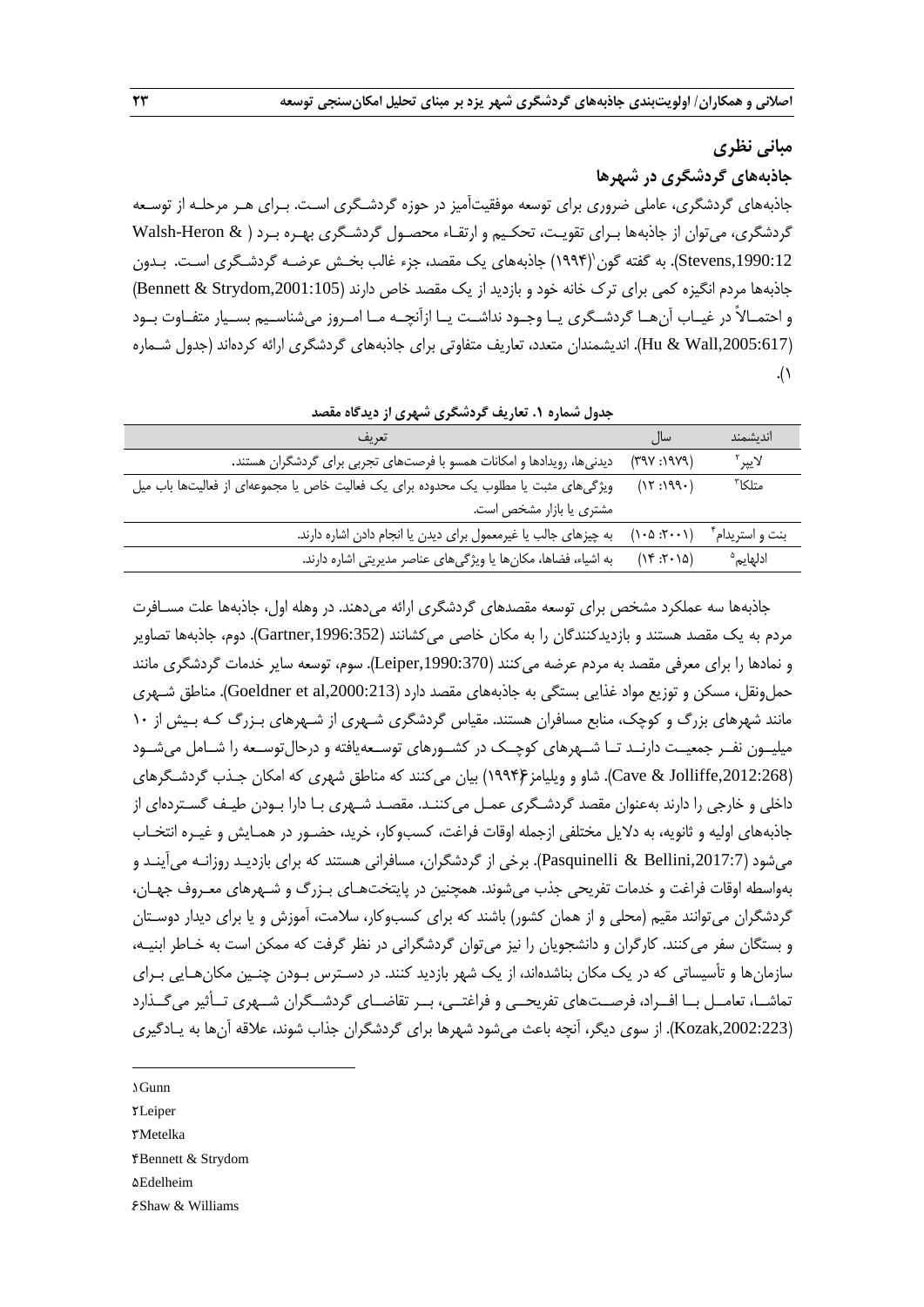## مبانی نظری

### جاذبه‌های گردشگری در شهرها

جاذبه‌های گردشگری، عاملی ضروری برای توسعه موفقیت‌آمیز در حوزه گردشگری است. برای هر مرحله از توسعه گردشگری، می‌توان از جاذبه‌ها برای تقویت، تحکیم و ارتقاء محصول گردشگری بهره برد (Walsh-Heron & Stevens,1990:12). به گفته گون[1] (۱۹۹۴) جاذبه‌های یک مقصد، جزء غالب بخش عرضه گردشگری است. بدون جاذبه‌ها مردم انگیزه کمی برای ترک خانه خود و بازدید از یک مقصد خاص دارند (Bennett & Strydom,2001:105) و احتمالاً در غیاب آن‌ها گردشگری یا وجود نداشت یا ازآنچه ما امروز می‌شناسیم بسیار متفاوت بود (Hu & Wall,2005:617). اندیشمندان متعدد، تعاریف متفاوتی برای جاذبه‌های گردشگری ارائه کرده‌اند (جدول شماره ۱).

**جدول شماره ۱. تعاریف گردشگری شهری از دیدگاه مقصد**

| اندیشمند | سال | تعریف |
|---|---|---|
| لایپر[2] | (۱۹۷۹: ۳۹۷) | دیدنی‌ها، رویدادها و امکانات همسو با فرصت‌های تجربی برای گردشگران هستند. |
| متلکا[3] | (۱۹۹۰: ۱۲) | ویژگی‌های مثبت یا مطلوب یک محدوده برای یک فعالیت خاص یا مجموعه‌ای از فعالیت‌ها باب میل مشتری یا بازار مشخص است. |
| بنت و استریدم[4] | (۲۰۰۱: ۱۰۵) | به چیزهای جالب یا غیرمعمول برای دیدن یا انجام دادن اشاره دارند. |
| ادلهایم[5] | (۲۰۱۵: ۱۴) | به اشیاء، فضاها، مکان‌ها یا ویژگی‌های عناصر مدیریتی اشاره دارند. |

جاذبه‌ها سه عملکرد مشخص برای توسعه مقصدهای گردشگری ارائه می‌دهند. در وهله اول، جاذبه‌ها علت مسافرت مردم به یک مقصد هستند و بازدیدکنندگان را به مکان خاصی می‌کشانند (Gartner,1996:352). دوم، جاذبه‌ها تصاویر و نمادها را برای معرفی مقصد به مردم عرضه می‌کنند (Leiper,1990:370). سوم، توسعه سایر خدمات گردشگری مانند حمل‌ونقل، مسکن و توزیع مواد غذایی بستگی به جاذبه‌های مقصد دارد (Goeldner et al,2000:213). مناطق شهری مانند شهرهای بزرگ و کوچک، منابع مسافران هستند. مقیاس گردشگری شهری از شهرهای بزرگ که بیش از ۱۰ میلیون نفر جمعیت دارند تا شهرهای کوچک در کشورهای توسعه‌یافته و درحال‌توسعه را شامل می‌شود (Cave & Jolliffe,2012:268). شاو و ویلیامز[6] (۱۹۹۴) بیان می‌کنند که مناطق شهری که امکان جذب گردشگرهای داخلی و خارجی را دارند به‌عنوان مقصد گردشگری عمل می‌کنند. مقصد شهری با دارا بودن طیف گسترده‌ای از جاذبه‌های اولیه و ثانویه، به دلایل مختلفی ازجمله اوقات فراغت، کسب‌وکار، خرید، حضور در همایش و غیره انتخاب می‌شود (Pasquinelli & Bellini,2017:7). برخی از گردشگران، مسافرانی هستند که برای بازدید روزانه می‌آیند و به‌واسطه اوقات فراغت و خدمات تفریحی جذب می‌شوند. همچنین در پایتخت‌های بزرگ و شهرهای معروف جهان، گردشگران می‌توانند مقیم (محلی و از همان کشور) باشند که برای کسب‌وکار، سلامت، آموزش و یا برای دیدار دوستان و بستگان سفر می‌کنند. کارگران و دانشجویان را نیز می‌توان گردشگرانی در نظر گرفت که ممکن است به خاطر ابنیه، سازمان‌ها و تأسیساتی که در یک مکان بناشده‌اند، از یک شهر بازدید کنند. در دسترس بودن چنین مکان‌هایی برای تماشا، تعامل با افراد، فرصت‌های تفریحی و فراغتی، بر تقاضای گردشگران شهری تأثیر می‌گذارد (Kozak,2002:223). از سوی دیگر، آنچه باعث می‌شود شهرها برای گردشگران جذاب شوند، علاقه آن‌ها به یادگیری

---

[1] Gunn
[2] Leiper
[3] Metelka
[4] Bennett & Strydom
[5] Edelheim
[6] Shaw & Williams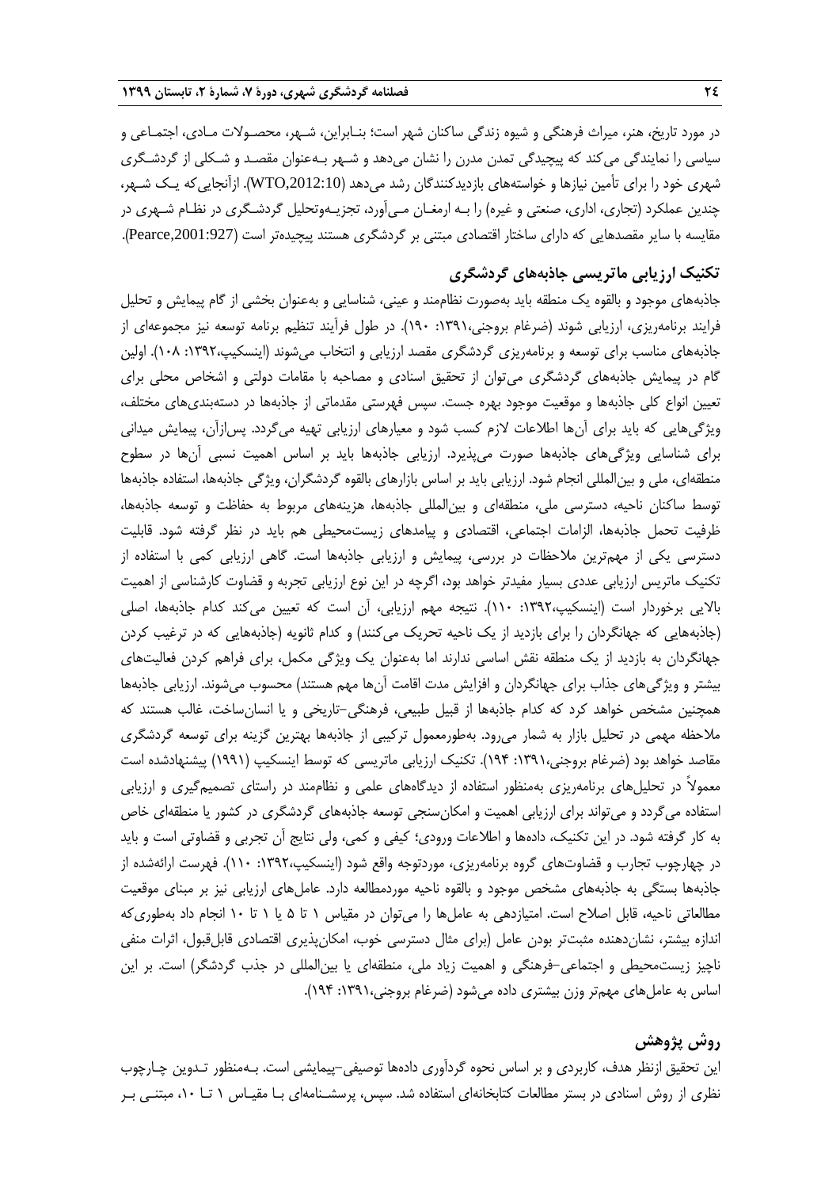در مورد تاریخ، هنر، میراث فرهنگی و شیوه زندگی ساکنان شهر است؛ بنابراین، شهر، محصولات مادی، اجتماعی و سیاسی را نمایندگی می‌کند که پیچیدگی تمدن مدرن را نشان می‌دهد و شهر به‌عنوان مقصد و شکلی از گردشگری شهری خود را برای تأمین نیازها و خواسته‌های بازدیدکنندگان رشد می‌دهد (WTO,2012:10). ازآنجایی‌که یک شهر، چندین عملکرد (تجاری، اداری، صنعتی و غیره) را به ارمغان می‌آورد، تجزیه‌وتحلیل گردشگری در نظام شهری در مقایسه با سایر مقصدهایی که دارای ساختار اقتصادی مبتنی بر گردشگری هستند پیچیده‌تر است (Pearce,2001:927).

## تکنیک ارزیابی ماتریسی جاذبه‌های گردشگری

جاذبه‌های موجود و بالقوه یک منطقه باید به‌صورت نظام‌مند و عینی، شناسایی و به‌عنوان بخشی از گام پیمایش و تحلیل فرایند برنامه‌ریزی، ارزیابی شوند (ضرغام بروجنی،۱۳۹۱: ۱۹۰). در طول فرآیند تنظیم برنامه توسعه برنامه توسعه نیز مجموعه‌ای از جاذبه‌های مناسب برای توسعه و برنامه‌ریزی گردشگری مقصد ارزیابی و انتخاب می‌شوند (اینسکیپ،۱۳۹۲: ۱۰۸). اولین گام در پیمایش جاذبه‌های گردشگری می‌توان از تحقیق اسنادی و مصاحبه با مقامات دولتی و اشخاص محلی برای تعیین انواع کلی جاذبه‌ها و موقعیت موجود بهره جست. سپس فهرستی مقدماتی از جاذبه‌ها در دسته‌بندی‌های مختلف، ویژگی‌هایی که باید برای آن‌ها اطلاعات لازم کسب شود و معیارهای ارزیابی تهیه می‌گردد. پس‌ازآن، پیمایش میدانی برای شناسایی ویژگی‌های جاذبه‌ها صورت می‌پذیرد. ارزیابی جاذبه‌ها باید بر اساس اهمیت نسبی آن‌ها در سطوح منطقه‌ای، ملی و بین‌المللی انجام شود. ارزیابی باید بر اساس بازارهای بالقوه گردشگران، ویژگی جاذبه‌ها، استفاده جاذبه‌ها توسط ساکنان ناحیه، دسترسی ملی، منطقه‌ای و بین‌المللی جاذبه‌ها، هزینه‌های مربوط به حفاظت و توسعه جاذبه‌ها، ظرفیت تحمل جاذبه‌ها، الزامات اجتماعی، اقتصادی و پیامدهای زیست‌محیطی هم باید در نظر گرفته شود. قابلیت دسترسی یکی از مهم‌ترین ملاحظات در بررسی، پیمایش و ارزیابی جاذبه‌ها است. گاهی ارزیابی کمی با استفاده از تکنیک ماتریس ارزیابی عددی بسیار مفیدتر خواهد بود، اگرچه در این نوع ارزیابی تجربه و قضاوت کارشناسی از اهمیت بالایی برخوردار است (اینسکیپ،۱۳۹۲: ۱۱۰). نتیجه مهم ارزیابی، آن است که تعیین می‌کند کدام جاذبه‌ها، اصلی (جاذبه‌هایی که جهانگردان را برای بازدید از یک ناحیه تحریک می‌کنند) و کدام ثانویه (جاذبه‌هایی که در ترغیب کردن جهانگردان به بازدید از یک منطقه نقش اساسی ندارند اما به‌عنوان یک ویژگی مکمل، برای فراهم کردن فعالیت‌های بیشتر و ویژگی‌های جذاب برای جهانگردان و افزایش مدت اقامت آن‌ها مهم هستند) محسوب می‌شوند. ارزیابی جاذبه‌ها همچنین مشخص خواهد کرد که کدام جاذبه‌ها از قبیل طبیعی، فرهنگی–تاریخی و یا انسان‌ساخت، غالب هستند که ملاحظه مهمی در تحلیل بازار به شمار می‌رود. به‌طورمعمول ترکیبی از جاذبه‌ها بهترین گزینه برای توسعه گردشگری مقاصد خواهد بود (ضرغام بروجنی،۱۳۹۱: ۱۹۴). تکنیک ارزیابی ماتریسی که توسط اینسکیپ (۱۹۹۱) پیشنهادشده است معمولاً در تحلیل‌های برنامه‌ریزی به‌منظور استفاده از دیدگاه‌های علمی و نظام‌مند در راستای تصمیم‌گیری و ارزیابی استفاده می‌گردد و می‌تواند برای ارزیابی اهمیت و امکان‌سنجی توسعه جاذبه‌های گردشگری در کشور یا منطقه‌ای خاص به کار گرفته شود. در این تکنیک، داده‌ها و اطلاعات ورودی؛ کیفی و کمی، ولی نتایج آن تجربی و قضاوتی است و باید در چهارچوب تجارب و قضاوت‌های گروه برنامه‌ریزی، موردتوجه واقع شود (اینسکیپ،۱۳۹۲: ۱۱۰). فهرست ارائه‌شده از جاذبه‌ها بستگی به جاذبه‌های مشخص موجود و بالقوه ناحیه موردمطالعه دارد. عامل‌های ارزیابی نیز بر مبنای موقعیت مطالعاتی ناحیه، قابل اصلاح است. امتیازدهی به عامل‌ها را می‌توان در مقیاس ۱ تا ۵ یا ۱ تا ۱۰ انجام داد به‌طوری‌که اندازه بیشتر، نشان‌دهنده مثبت‌تر بودن عامل (برای مثال دسترسی خوب، امکان‌پذیری اقتصادی قابل‌قبول، اثرات منفی ناچیز زیست‌محیطی و اجتماعی–فرهنگی و اهمیت زیاد ملی، منطقه‌ای یا بین‌المللی در جذب گردشگر) است. بر این اساس به عامل‌های مهم‌تر وزن بیشتری داده می‌شود (ضرغام بروجنی،۱۳۹۱: ۱۹۴).

## روش پژوهش

این تحقیق ازنظر هدف، کاربردی و بر اساس نحوه گردآوری داده‌ها توصیفی–پیمایشی است. به‌منظور تدوین چارچوب نظری از روش اسنادی در بستر مطالعات کتابخانه‌ای استفاده شد. سپس، پرسشنامه‌ای با مقیاس ۱ تا ۱۰، مبتنی بر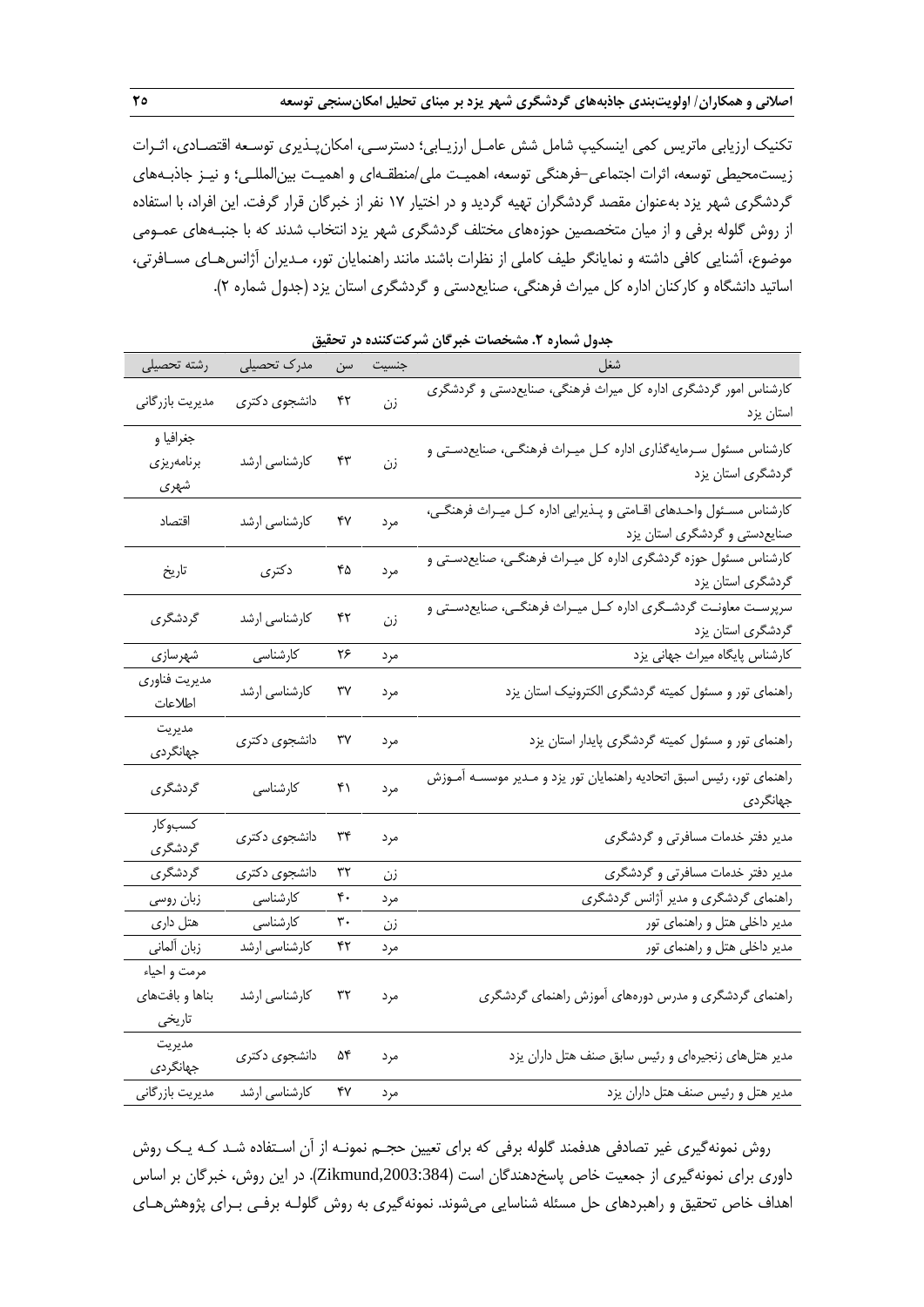تکنیک ارزیابی ماتریس کمی اینسکیپ شامل شش عامـل ارزیـابی؛ دسترسـی، امکان‌پـذیری توسـعه اقتصـادی، اثـرات زیست‌محیطی توسعه، اثرات اجتماعی–فرهنگی توسعه، اهمیـت ملی/منطقـه‌ای و اهمیـت بین‌المللـی؛ و نیـز جاذبـه‌های گردشگری شهر یزد به‌عنوان مقصد گردشگران تهیه گردید و در اختیار ۱۷ نفر از خبرگان قرار گرفت. این افراد، با استفاده از روش گلوله برفی و از میان متخصصین حوزه‌های مختلف گردشگری شهر یزد انتخاب شدند که با جنبـه‌های عمـومی موضوع، آشنایی کافی داشته و نمایانگر طیف کاملی از نظرات باشند مانند راهنمایان تور، مـدیران آژانس‌هـای مسـافرتی، اساتید دانشگاه و کارکنان اداره کل میراث فرهنگی، صنایع‌دستی و گردشگری استان یزد (جدول شماره ۲).

**جدول شماره ۲. مشخصات خبرگان شرکت‌کننده در تحقیق**

| شغل | جنسیت | سن | مدرک تحصیلی | رشته تحصیلی |
|---|---|---|---|---|
| کارشناس امور گردشگری اداره کل میراث فرهنگی، صنایع‌دستی و گردشگری استان یزد | زن | ۴۲ | دانشجوی دکتری | مدیریت بازرگانی |
| کارشناس مسئول سـرمایه‌گذاری اداره کـل میـراث فرهنگـی، صنایع‌دسـتی و گردشگری استان یزد | زن | ۴۳ | کارشناسی ارشد | جغرافیا و برنامه‌ریزی شهری |
| کارشناس مسـئول واحـدهای اقـامتی و پـذیرایی اداره کـل میـراث فرهنگـی، صنایع‌دستی و گردشگری استان یزد | مرد | ۴۷ | کارشناسی ارشد | اقتصاد |
| کارشناس مسئول حوزه گردشگری اداره کل میـراث فرهنگـی، صنایع‌دسـتی و گردشگری استان یزد | مرد | ۴۵ | دکتری | تاریخ |
| سرپرسـت معاونـت گردشـگری اداره کـل میـراث فرهنگـی، صنایع‌دسـتی و گردشگری استان یزد | زن | ۴۲ | کارشناسی ارشد | گردشگری |
| کارشناس پایگاه میراث جهانی یزد | مرد | ۲۶ | کارشناسی | شهرسازی |
| راهنمای تور و مسئول کمیته گردشگری الکترونیک استان یزد | مرد | ۳۷ | کارشناسی ارشد | مدیریت فناوری اطلاعات |
| راهنمای تور و مسئول کمیته گردشگری پایدار استان یزد | مرد | ۳۷ | دانشجوی دکتری | مدیریت جهانگردی |
| راهنمای تور، رئیس اسبق اتحادیه راهنمایان تور یزد و مـدیر موسسـه آمـوزش جهانگردی | مرد | ۴۱ | کارشناسی | گردشگری |
| مدیر دفتر خدمات مسافرتی و گردشگری | مرد | ۳۴ | دانشجوی دکتری | کسب‌وکار گردشگری |
| مدیر دفتر خدمات مسافرتی و گردشگری | زن | ۳۲ | دانشجوی دکتری | گردشگری |
| راهنمای گردشگری و مدیر آژانس گردشگری | مرد | ۴۰ | کارشناسی | زبان روسی |
| مدیر داخلی هتل و راهنمای تور | زن | ۳۰ | کارشناسی | هتل داری |
| مدیر داخلی هتل و راهنمای تور | مرد | ۴۲ | کارشناسی ارشد | زبان آلمانی |
| راهنمای گردشگری و مدرس دوره‌های آموزش راهنمای گردشگری | مرد | ۳۲ | کارشناسی ارشد | مرمت و احیاء بناها و بافت‌های تاریخی |
| مدیر هتل‌های زنجیره‌ای و رئیس سابق صنف هتل داران یزد | مرد | ۵۴ | دانشجوی دکتری | مدیریت جهانگردی |
| مدیر هتل و رئیس صنف هتل داران یزد | مرد | ۴۷ | کارشناسی ارشد | مدیریت بازرگانی |

روش نمونه‌گیری غیر تصادفی هدفمند گلوله برفی که برای تعیین حجـم نمونـه از آن اسـتفاده شـد کـه یـک روش داوری برای نمونه‌گیری از جمعیت خاص پاسخ‌دهندگان است (Zikmund,2003:384). در این روش، خبرگان بر اساس اهداف خاص تحقیق و راهبردهای حل مسئله شناسایی می‌شوند. نمونه‌گیری به روش گلولـه برفـی بـرای پژوهش‌هـای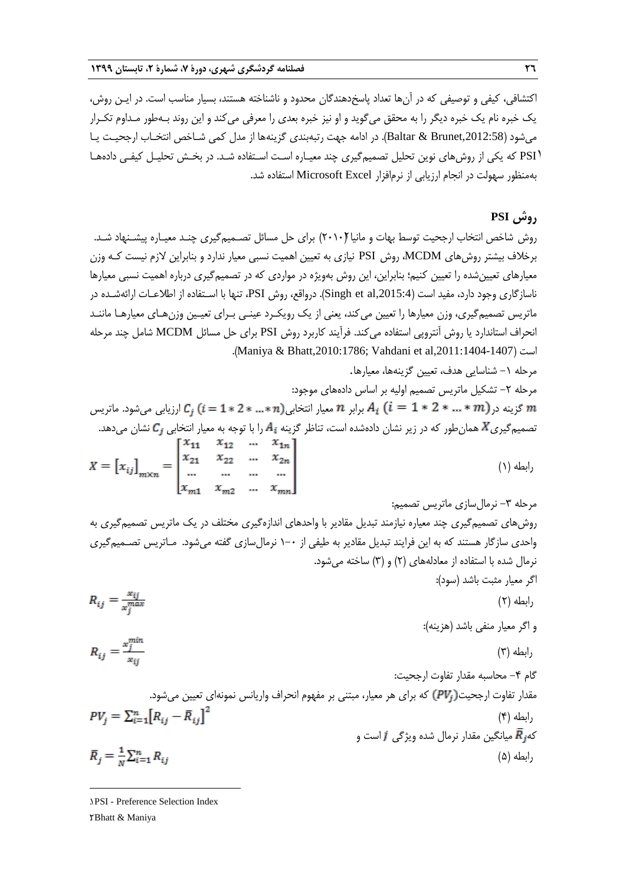اکتشافی، کیفی و توصیفی که در آن‌ها تعداد پاسخ‌دهندگان محدود و ناشناخته هستند، بسیار مناسب است. در این روش، یک خبره نام یک خبره دیگر را به محقق می‌گوید و او نیز خبره بعدی را معرفی می‌کند و این روند به‌طور مداوم تکرار می‌شود (Baltar & Brunet,2012:58). در ادامه جهت رتبه‌بندی گزینه‌ها از مدل کمی شاخص انتخاب ارجحیت یا PSI[1] که یکی از روش‌های نوین تحلیل تصمیم‌گیری چند معیاره است استفاده شد. در بخش تحلیل کیفی داده‌ها به‌منظور سهولت در انجام ارزیابی از نرم‌افزار Microsoft Excel استفاده شد.

## روش PSI

روش شاخص انتخاب ارجحیت توسط بهات و مانیا[2] (۲۰۱۰) برای حل مسائل تصمیم‌گیری چند معیاره پیشنهاد شد. برخلاف بیشتر روش‌های MCDM، روش PSI نیازی به تعیین اهمیت نسبی معیار ندارد و بنابراین لازم نیست که وزن معیارهای تعیین‌شده را تعیین کنیم؛ بنابراین، این روش به‌ویژه در مواردی که در تصمیم‌گیری درباره اهمیت نسبی معیارها ناسازگاری وجود دارد، مفید است (Singh et al,2015:4). درواقع، روش PSI، تنها با استفاده از اطلاعات ارائه‌شده در ماتریس تصمیم‌گیری، وزن معیارها را تعیین می‌کند، یعنی از یک رویکرد عینی برای تعیین وزن‌های معیارها مانند انحراف استاندارد یا روش آنتروپی استفاده می‌کند. فرآیند کاربرد روش PSI برای حل مسائل MCDM شامل چند مرحله است (Maniya & Bhatt,2010:1786; Vahdani et al,2011:1404-1407).

مرحله ۱- شناسایی هدف، تعیین گزینه‌ها، معیارها.

مرحله ۲- تشکیل ماتریس تصمیم اولیه بر اساس داده‌های موجود:

$m$ گزینه در $A_i\ (i = 1 * 2 * \dots * m)$ برابر $n$ معیار انتخابی $C_j\ (i = 1 * 2 * \dots * n)$ ارزیابی می‌شود. ماتریس تصمیم‌گیری $X$ همان‌طور که در زیر نشان داده‌شده است، تناظر گزینه $A_i$ را با توجه به معیار انتخابی $C_j$ نشان می‌دهد.

رابطه (۱)
$$X = [x_{ij}]_{m \times n} = \begin{bmatrix} x_{11} & x_{12} & \dots & x_{1n} \\ x_{21} & x_{22} & \dots & x_{2n} \\ \dots & \dots & \dots & \dots \\ x_{m1} & x_{m2} & \dots & x_{mn} \end{bmatrix}$$

مرحله ۳- نرمال‌سازی ماتریس تصمیم:

روش‌های تصمیم‌گیری چند معیاره نیازمند تبدیل مقادیر با واحدهای اندازه‌گیری مختلف در یک ماتریس تصمیم‌گیری به واحدی سازگار هستند که به این فرایند تبدیل مقادیر به طیفی از ۰-۱ نرمال‌سازی گفته می‌شود. ماتریس تصمیم‌گیری نرمال شده با استفاده از معادله‌های (۲) و (۳) ساخته می‌شود.

اگر معیار مثبت باشد (سود):

رابطه (۲)
$$R_{ij} = \frac{x_{ij}}{x_j^{max}}$$

و اگر معیار منفی باشد (هزینه):

رابطه (۳)
$$R_{ij} = \frac{x_j^{min}}{x_{ij}}$$

گام ۴- محاسبه مقدار تفاوت ارجحیت:

مقدار تفاوت ارجحیت $(PV_j)$ که برای هر معیار، مبتنی بر مفهوم انحراف واریانس نمونه‌ای تعیین می‌شود.

رابطه (۴)
$$PV_j = \sum_{i=1}^{n} \left[R_{ij} - \bar{R}_{ij}\right]^2$$

که $\bar{R}_j$ میانگین مقدار نرمال شده ویژگی $j$ است و

رابطه (۵)
$$\bar{R}_j = \frac{1}{N} \sum_{i=1}^{n} R_{ij}$$

---

[1] PSI - Preference Selection Index

[2] Bhatt & Maniya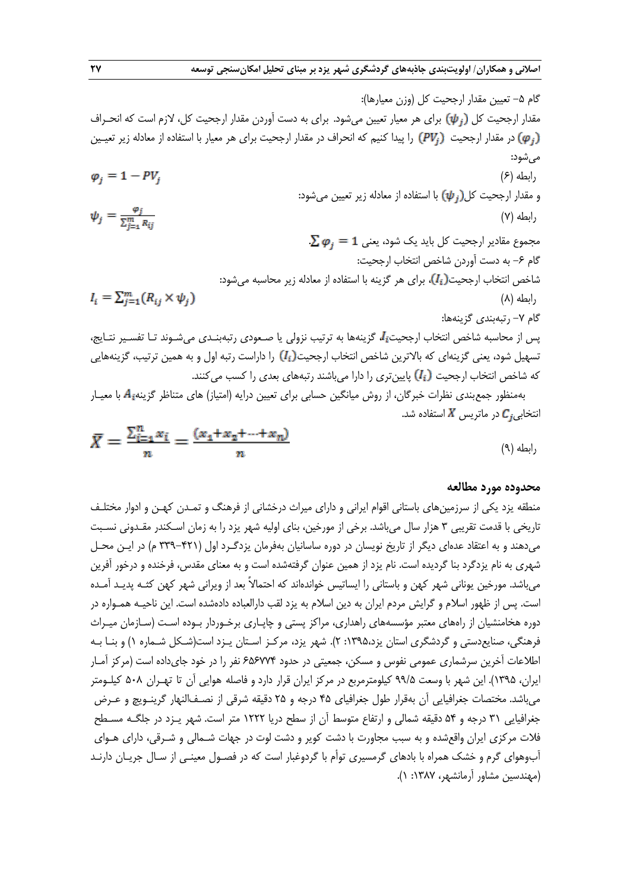گام ۵- تعیین مقدار ارجحیت کل (وزن معیارها):

مقدار ارجحیت کل $(\psi_j)$ برای هر معیار تعیین می‌شود. برای به دست آوردن مقدار ارجحیت کل، لازم است که انحراف $(\varphi_j)$ در مقدار ارجحیت $(PV_j)$ را پیدا کنیم که انحراف در مقدار ارجحیت برای هر معیار با استفاده از معادله زیر تعیین می‌شود:

رابطه (۶)

$$\varphi_j = 1 - PV_j$$

و مقدار ارجحیت کل$(\psi_j)$ با استفاده از معادله زیر تعیین می‌شود:

رابطه (۷)

$$\psi_j = \frac{\varphi_j}{\sum_{j=1}^{m} R_{ij}}$$

مجموع مقادیر ارجحیت کل باید یک شود، یعنی $\sum \varphi_j = 1$.

گام ۶- به دست آوردن شاخص انتخاب ارجحیت:

شاخص انتخاب ارجحیت$(I_i)$، برای هر گزینه با استفاده از معادله زیر محاسبه می‌شود:

رابطه (۸)

$$I_i = \sum_{j=1}^{m} (R_{ij} \times \psi_j)$$

گام ۷- رتبه‌بندی گزینه‌ها:

پس از محاسبه شاخص انتخاب ارجحیت$I_i$، گزینه‌ها به ترتیب نزولی یا صعودی رتبه‌بندی می‌شوند تا تفسیر نتایج، تسهیل شود، یعنی گزینه‌ای که بالاترین شاخص انتخاب ارجحیت$(I_i)$ را داراست رتبه اول و به همین ترتیب، گزینه‌هایی که شاخص انتخاب ارجحیت $(I_i)$ پایین‌تری را دارا می‌باشند رتبه‌های بعدی را کسب می‌کنند.

به‌منظور جمع‌بندی نظرات خبرگان، از روش میانگین حسابی برای تعیین درایه (امتیاز) های متناظر گزینه$A_i$ با معیار انتخابی$C_j$ در ماتریس $X$ استفاده شد.

رابطه (۹)

$$\bar{X} = \frac{\sum_{i=1}^{n} x_i}{n} = \frac{(x_1 + x_2 + \cdots + x_n)}{n}$$

## محدوده مورد مطالعه

منطقه یزد یکی از سرزمین‌های باستانی اقوام ایرانی و دارای میراث درخشانی از فرهنگ و تمدن کهن و ادوار مختلف تاریخی با قدمت تقریبی ۳ هزار سال می‌باشد. برخی از مورخین، بنای اولیه شهر یزد را به زمان اسکندر مقدونی نسبت می‌دهند و به اعتقاد عده‌ای دیگر از تاریخ نویسان در دوره ساسانیان به‌فرمان یزدگرد اول (۴۲۱-۳۳۹ م) در این محل شهری به نام یزدگرد بنا گردیده است. نام یزد از همین عنوان گرفته‌شده است و به معنای مقدس، فرخنده و درخور آفرین می‌باشد. مورخین یونانی شهر کهن و باستانی را ایساتیس خوانده‌اند که احتمالاً بعد از ویرانی شهر کهن کثه پدید آمده است. پس از ظهور اسلام و گرایش مردم ایران به دین اسلام به یزد لقب دارالعباده داده‌شده است. این ناحیه همواره در دوره هخامنشیان از راه‌های معتبر مؤسسه‌های راهداری، مراکز پستی و چاپاری برخوردار بوده است (سازمان میراث فرهنگی، صنایع‌دستی و گردشگری استان یزد،۱۳۹۵: ۲). شهر یزد، مرکز استان یزد است(شکل شماره ۱) و بنا به اطلاعات آخرین سرشماری عمومی نفوس و مسکن، جمعیتی در حدود ۶۵۶۷۷۴ نفر را در خود جای‌داده است (مرکز آمار ایران، ۱۳۹۵). این شهر با وسعت ۹۹/۵ کیلومترمربع در مرکز ایران قرار دارد و فاصله هوایی آن تا تهران ۵۰۸ کیلومتر می‌باشد. مختصات جغرافیایی آن به‌قرار طول جغرافیای ۴۵ درجه و ۲۵ دقیقه شرقی از نصف‌النهار گرینویچ و عرض جغرافیایی ۳۱ درجه و ۵۴ دقیقه شمالی و ارتفاع متوسط آن از سطح دریا ۱۲۲۲ متر است. شهر یزد در جلگه مسطح فلات مرکزی ایران واقع‌شده و به سبب مجاورت با دشت کویر و دشت لوت در جهات شمالی و شرقی، دارای هوای آب‌وهوای گرم و خشک همراه با بادهای گرمسیری توأم با گردوغبار است که در فصول معینی از سال جریان دارند (مهندسین مشاور آرمانشهر، ۱۳۸۷: ۱).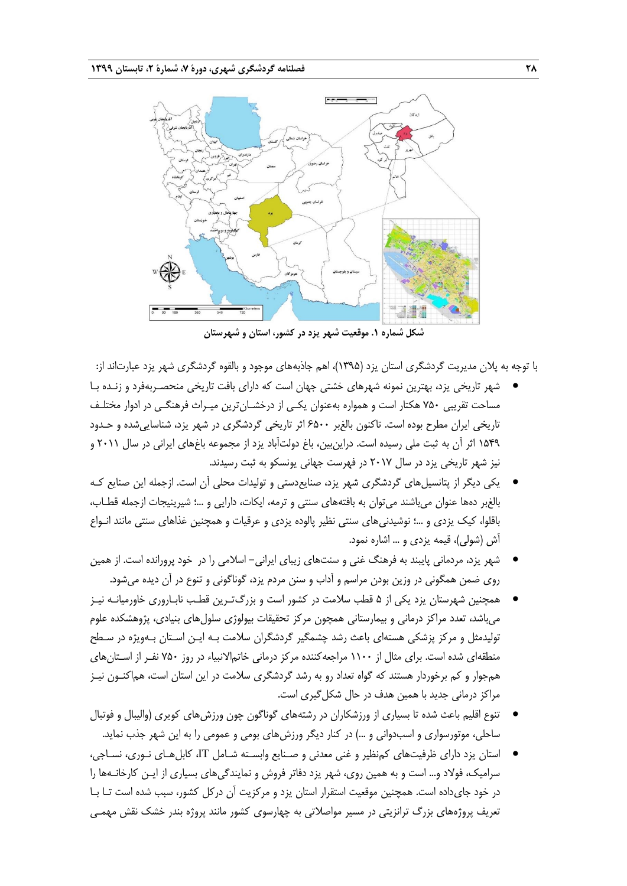شکل شماره ۱. موقعیت شهر یزد در کشور، استان و شهرستان

با توجه به پلان مدیریت گردشگری استان یزد (۱۳۹۵)، اهم جاذبه‌های موجود و بالقوه گردشگری شهر یزد عبارت‌اند از:

- شهر تاریخی یزد، بهترین نمونه شهرهای خشتی جهان است که دارای بافت تاریخی منحصربه‌فرد و زنده با مساحت تقریبی ۷۵۰ هکتار است و همواره به‌عنوان یکی از درخشان‌ترین میراث فرهنگی در ادوار مختلف تاریخی ایران مطرح بوده است. تاکنون بالغبر ۶۵۰۰ اثر تاریخی گردشگری در شهر یزد، شناسایی‌شده و حدود ۱۵۴۹ اثر آن به ثبت ملی رسیده است. دراین‌بین، باغ دولت‌آباد یزد از مجموعه باغ‌های ایرانی در سال ۲۰۱۱ و نیز شهر تاریخی یزد در سال ۲۰۱۷ در فهرست جهانی یونسکو به ثبت رسیدند.
- یکی دیگر از پتانسیل‌های گردشگری شهر یزد، صنایع‌دستی و تولیدات محلی آن است. ازجمله این صنایع که بالغبر ده‌ها عنوان می‌باشند می‌توان به بافته‌های سنتی و ترمه، ایکات، دارایی و ...؛ شیرینیجات ازجمله قطاب، باقلوا، کیک یزدی و ...؛ نوشیدنی‌های سنتی نظیر پالوده یزدی و عرقیات و همچنین غذاهای سنتی مانند انواع آش (شولی)، قیمه یزدی و ... اشاره نمود.
- شهر یزد، مردمانی پایبند به فرهنگ غنی و سنت‌های زیبای ایرانی– اسلامی را در خود پرورانده است. از همین روی ضمن همگونی در وزین بودن مراسم و آداب و سنن مردم یزد، گوناگونی و تنوع در آن دیده می‌شود.
- همچنین شهرستان یزد یکی از ۵ قطب سلامت در کشور است و بزرگ‌ترین قطب ناباروری خاورمیانه نیز می‌باشد، تعدد مراکز درمانی و بیمارستانی همچون مرکز تحقیقات بیولوژی سلول‌های بنیادی، پژوهشکده علوم تولیدمثل و مرکز پزشکی هسته‌ای باعث رشد چشمگیر گردشگران سلامت به این استان به‌ویژه در سطح منطقه‌ای شده است. برای مثال از ۱۱۰۰ مراجعه‌کننده مرکز درمانی خاتم‌الانبیاء در روز ۷۵۰ نفر از استان‌های همجوار و کم برخوردار هستند که گواه تعداد رو به رشد گردشگری سلامت در این استان است، هم‌اکنون نیز مراکز درمانی جدید با همین هدف در حال شکل‌گیری است.
- تنوع اقلیم باعث شده تا بسیاری از ورزشکاران در رشته‌های گوناگون چون ورزش‌های کویری (والیبال و فوتبال ساحلی، موتورسواری و اسب‌دوانی و ...) در کنار دیگر ورزش‌های بومی و عمومی را به این شهر جذب نماید.
- استان یزد دارای ظرفیت‌های کم‌نظیر و غنی معدنی و صنایع وابسته شامل IT، کابل‌های نوری، نساجی، سرامیک، فولاد و... است و به همین روی، شهر یزد دفاتر فروش و نمایندگی‌های بسیاری از این کارخانه‌ها را در خود جای‌داده است. همچنین موقعیت استقرار استان یزد و مرکزیت آن درکل کشور، سبب شده است تا با تعریف پروژه‌های بزرگ ترانزیتی در مسیر مواصلاتی به چهارسوی کشور مانند پروژه بندر خشک نقش مهمی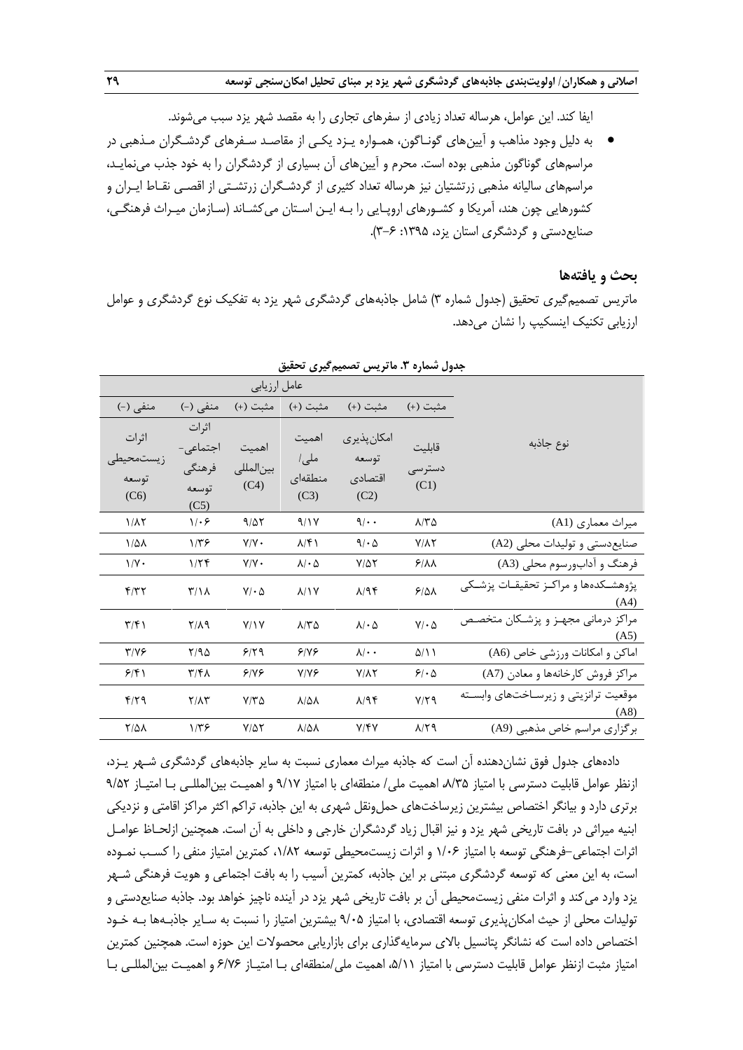ایفا کند. این عوامل، هرساله تعداد زیادی از سفرهای تجاری را به مقصد شهر یزد سبب می‌شوند.

- به دلیل وجود مذاهب و آیین‌های گوناگون، همواره یزد یکی از مقاصد سفرهای گردشگران مذهبی در مراسم‌های گوناگون مذهبی بوده است. محرم و آیین‌های آن بسیاری از گردشگران را به خود جذب می‌نماید، مراسم‌های سالیانه مذهبی زرتشتیان نیز هرساله تعداد کثیری از گردشگران زرتشتی از اقصی نقاط ایران و کشورهایی چون هند، آمریکا و کشورهای اروپایی را به این استان می‌کشاند (سازمان میراث فرهنگی، صنایع‌دستی و گردشگری استان یزد، ۱۳۹۵: ۶-۳).

## بحث و یافته‌ها

ماتریس تصمیم‌گیری تحقیق (جدول شماره ۳) شامل جاذبه‌های گردشگری شهر یزد به تفکیک نوع گردشگری و عوامل ارزیابی تکنیک اینسکیپ را نشان می‌دهد.

**جدول شماره ۳. ماتریس تصمیم‌گیری تحقیق**

| نوع جاذبه | عامل ارزیابی | | | | | |
|---|---|---|---|---|---|---|
| | مثبت (+) | مثبت (+) | مثبت (+) | مثبت (+) | منفی (-) | منفی (-) |
| | قابلیت دسترسی (C1) | امکان‌پذیری توسعه اقتصادی (C2) | اهمیت ملی/ منطقه‌ای (C3) | اهمیت بین‌المللی (C4) | اثرات اجتماعی-فرهنگی توسعه (C5) | اثرات زیست‌محیطی توسعه (C6) |
| میراث معماری (A1) | ۸/۳۵ | ۹/۰۰ | ۹/۱۷ | ۹/۵۲ | ۱/۰۶ | ۱/۸۲ |
| صنایع‌دستی و تولیدات محلی (A2) | ۷/۸۲ | ۹/۰۵ | ۸/۴۱ | ۷/۷۰ | ۱/۳۶ | ۱/۵۸ |
| فرهنگ و آداب‌ورسوم محلی (A3) | ۶/۸۸ | ۷/۵۲ | ۸/۰۵ | ۷/۷۰ | ۱/۲۴ | ۱/۷۰ |
| پژوهشکده‌ها و مراکز تحقیقات پزشکی (A4) | ۶/۵۸ | ۸/۹۴ | ۸/۱۷ | ۷/۰۵ | ۳/۱۸ | ۴/۳۲ |
| مراکز درمانی مجهز و پزشکان متخصص (A5) | ۷/۰۵ | ۸/۰۵ | ۸/۳۵ | ۷/۱۷ | ۲/۸۹ | ۳/۴۱ |
| اماکن و امکانات ورزشی خاص (A6) | ۵/۱۱ | ۸/۰۰ | ۶/۷۶ | ۶/۲۹ | ۲/۹۵ | ۳/۷۶ |
| مراکز فروش کارخانه‌ها و معادن (A7) | ۶/۰۵ | ۷/۸۲ | ۷/۷۶ | ۶/۷۶ | ۳/۴۸ | ۶/۴۱ |
| موقعیت ترانزیتی و زیرساخت‌های وابسته (A8) | ۷/۲۹ | ۸/۹۴ | ۸/۵۸ | ۷/۳۵ | ۲/۸۳ | ۴/۲۹ |
| برگزاری مراسم خاص مذهبی (A9) | ۸/۲۹ | ۷/۴۷ | ۸/۵۸ | ۷/۵۲ | ۱/۳۶ | ۲/۵۸ |

داده‌های جدول فوق نشان‌دهنده آن است که جاذبه میراث معماری نسبت به سایر جاذبه‌های گردشگری شهر یزد، ازنظر عوامل قابلیت دسترسی با امتیاز ۸/۳۵، اهمیت ملی/ منطقه‌ای با امتیاز ۹/۱۷ و اهمیت بین‌المللی با امتیاز ۹/۵۲ برتری دارد و بیانگر اختصاص بیشترین زیرساخت‌های حمل‌ونقل شهری به این جاذبه، تراکم اکثر مراکز اقامتی و نزدیکی ابنیه میراثی در بافت تاریخی شهر یزد و نیز اقبال زیاد گردشگران خارجی و داخلی به آن است. همچنین ازلحاظ عوامل اثرات اجتماعی–فرهنگی توسعه با امتیاز ۱/۰۶ و اثرات زیست‌محیطی توسعه ۱/۸۲، کمترین امتیاز منفی را کسب نموده است، به این معنی که توسعه گردشگری مبتنی بر این جاذبه، کمترین آسیب را به بافت اجتماعی و هویت فرهنگی شهر یزد وارد می‌کند و اثرات منفی زیست‌محیطی آن بر بافت تاریخی شهر یزد در آینده ناچیز خواهد بود. جاذبه صنایع‌دستی و تولیدات محلی از حیث امکان‌پذیری توسعه اقتصادی، با امتیاز ۹/۰۵ بیشترین امتیاز را نسبت به سایر جاذبه‌ها به خود اختصاص داده است که نشانگر پتانسیل بالای سرمایه‌گذاری برای بازاریابی محصولات این حوزه است. همچنین کمترین امتیاز مثبت ازنظر عوامل قابلیت دسترسی با امتیاز ۵/۱۱، اهمیت ملی/منطقه‌ای با امتیاز ۶/۷۶ و اهمیت بین‌المللی با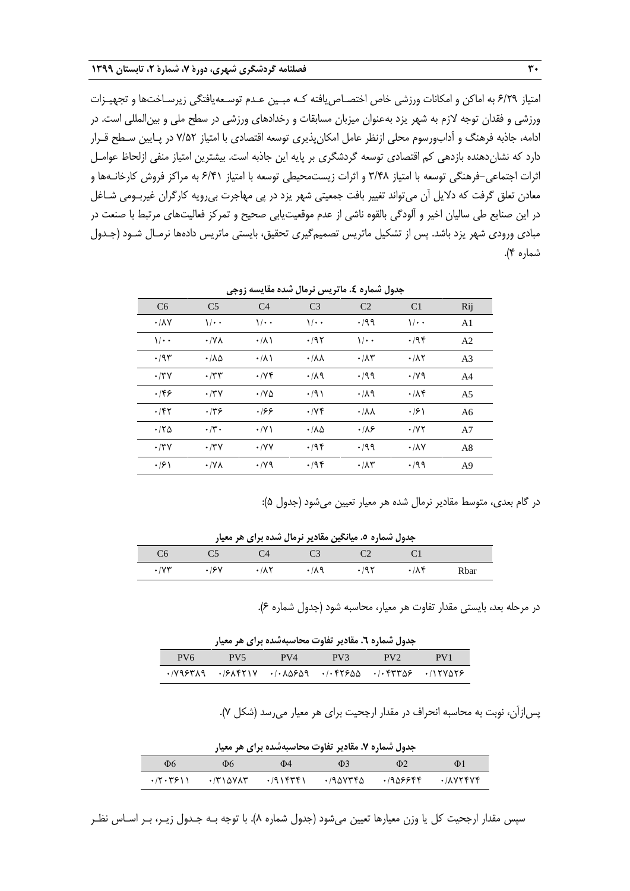امتیاز ۶/۲۹ به اماکن و امکانات ورزشی خاص اختصاص‌یافته کـه مبـین عـدم توسـعه‌یافتگی زیرسـاخت‌ها و تجهیـزات ورزشی و فقدان توجه لازم به شهر یزد به‌عنوان میزبان مسابقات و رخدادهای ورزشی در سطح ملی و بین‌المللی است. در ادامه، جاذبه فرهنگ و آداب‌ورسوم محلی ازنظر عامل امکان‌پذیری توسعه اقتصادی با امتیاز ۷/۵۲ در پـایین سـطح قـرار دارد که نشان‌دهنده بازدهی کم اقتصادی توسعه گردشگری بر پایه این جاذبه است. بیشترین امتیاز منفی ازلحاظ عوامـل اثرات اجتماعی-فرهنگی توسعه با امتیاز ۳/۴۸ و اثرات زیست‌محیطی توسعه با امتیاز ۶/۴۱ به مراکز فروش کارخانـه‌ها و معادن تعلق گرفت که دلایل آن می‌تواند تغییر بافت جمعیتی شهر یزد در پی مهاجرت بی‌رویه کارگران غیربـومی شـاغل در این صنایع طی سالیان اخیر و آلودگی بالقوه ناشی از عدم موقعیت‌یابی صحیح و تمرکز فعالیت‌های مرتبط با صنعت در مبادی ورودی شهر یزد باشد. پس از تشکیل ماتریس تصمیم‌گیری تحقیق، بایستی ماتریس داده‌ها نرمـال شـود (جـدول شماره ۴).

**جدول شماره ٤. ماتریس نرمال شده مقایسه زوجی**

| Rij | C1 | C2 | C3 | C4 | C5 | C6 |
|---|---|---|---|---|---|---|
| A1 | ۱/۰۰ | ۰/۹۹ | ۱/۰۰ | ۱/۰۰ | ۱/۰۰ | ۰/۸۷ |
| A2 | ۰/۹۴ | ۱/۰۰ | ۰/۹۲ | ۰/۸۱ | ۰/۷۸ | ۱/۰۰ |
| A3 | ۰/۸۲ | ۰/۸۳ | ۰/۸۸ | ۰/۸۱ | ۰/۸۵ | ۰/۹۳ |
| A4 | ۰/۷۹ | ۰/۹۹ | ۰/۸۹ | ۰/۷۴ | ۰/۳۳ | ۰/۳۷ |
| A5 | ۰/۸۴ | ۰/۸۹ | ۰/۹۱ | ۰/۷۵ | ۰/۳۷ | ۰/۴۶ |
| A6 | ۰/۶۱ | ۰/۸۸ | ۰/۷۴ | ۰/۶۶ | ۰/۳۶ | ۰/۴۲ |
| A7 | ۰/۷۲ | ۰/۸۶ | ۰/۸۵ | ۰/۷۱ | ۰/۳۰ | ۰/۲۵ |
| A8 | ۰/۸۷ | ۰/۹۹ | ۰/۹۴ | ۰/۷۷ | ۰/۳۷ | ۰/۳۷ |
| A9 | ۰/۹۹ | ۰/۸۳ | ۰/۹۴ | ۰/۷۹ | ۰/۷۸ | ۰/۶۱ |

در گام بعدی، متوسط مقادیر نرمال شده هر معیار تعیین می‌شود (جدول ۵):

**جدول شماره ۵. میانگین مقادیر نرمال شده برای هر معیار**

| | C1 | C2 | C3 | C4 | C5 | C6 |
|---|---|---|---|---|---|---|
| Rbar | ۰/۸۴ | ۰/۹۲ | ۰/۸۹ | ۰/۸۲ | ۰/۶۷ | ۰/۷۳ |

در مرحله بعد، بایستی مقدار تفاوت هر معیار، محاسبه شود (جدول شماره ۶).

**جدول شماره ٦. مقادیر تفاوت محاسبه‌شده برای هر معیار**

| PV1 | PV2 | PV3 | PV4 | PV5 | PV6 |
|---|---|---|---|---|---|
| ۰/۱۲۷۵۲۶ | ۰/۰۴۳۳۵۶ | ۰/۰۴۲۶۵۵ | ۰/۰۸۵۶۵۹ | ۰/۶۸۴۲۱۷ | ۰/۷۹۶۳۸۹ |

پس‌ازآن، نوبت به محاسبه انحراف در مقدار ارجحیت برای هر معیار می‌رسد (شکل ۷).

**جدول شماره ۷. مقادیر تفاوت محاسبه‌شده برای هر معیار**

| Φ1 | Φ2 | Φ3 | Φ4 | Φ6 | Φ6 |
|---|---|---|---|---|---|
| ۰/۸۷۲۴۷۴ | ۰/۹۵۶۶۴۴ | ۰/۹۵۷۳۴۵ | ۰/۹۱۴۳۴۱ | ۰/۳۱۵۷۸۳ | ۰/۲۰۳۶۱۱ |

سپس مقدار ارجحیت کل یا وزن معیارها تعیین می‌شود (جدول شماره ۸). با توجه بـه جـدول زیـر، بـر اسـاس نظـر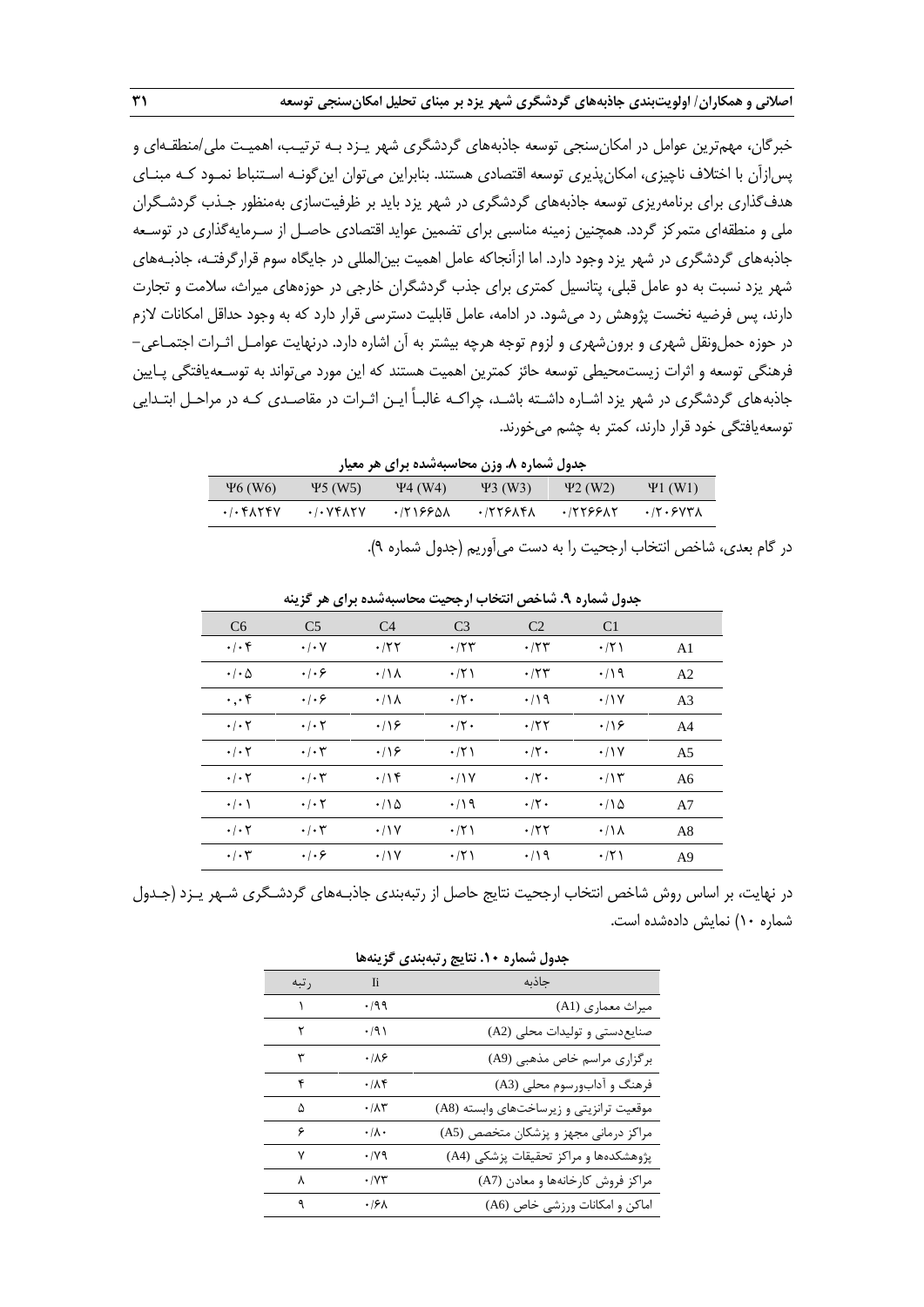خبرگان، مهم‌ترین عوامل در امکان‌سنجی توسعه جاذبه‌های گردشگری شهر یـزد بـه ترتیـب، اهمیـت ملی/منطقـه‌ای و پس‌ازآن با اختلاف ناچیزی، امکان‌پذیری توسعه اقتصادی هستند. بنابراین می‌توان این‌گونـه اسـتنباط نمـود کـه مبنـای هدف‌گذاری برای برنامه‌ریزی توسعه جاذبه‌های گردشگری در شهر یزد باید بر ظرفیت‌سازی به‌منظور جـذب گردشـگران ملی و منطقه‌ای متمرکز گردد. همچنین زمینه مناسبی برای تضمین عواید اقتصادی حاصـل از سـرمایه‌گذاری در توسـعه جاذبه‌های گردشگری در شهر یزد وجود دارد. اما ازآنجاکه عامل اهمیت بین‌المللی در جایگاه سوم قرارگرفتـه، جاذبـه‌های شهر یزد نسبت به دو عامل قبلی، پتانسیل کمتری برای جذب گردشگران خارجی در حوزه‌های میراث، سلامت و تجارت دارند، پس فرضیه نخست پژوهش رد می‌شود. در ادامه، عامل قابلیت دسترسی قرار دارد که به وجود حداقل امکانات لازم در حوزه حمل‌ونقل شهری و برون‌شهری و لزوم توجه هرچه بیشتر به آن اشاره دارد. درنهایت عوامـل اثـرات اجتمـاعی-فرهنگی توسعه و اثرات زیست‌محیطی توسعه حائز کمترین اهمیت هستند که این مورد می‌تواند به توسـعه‌یافتگی پـایین جاذبه‌های گردشگری در شهر یزد اشـاره داشـته باشـد، چراکـه غالبـاً ایـن اثـرات در مقاصـدی کـه در مراحـل ابتـدایی توسعه‌یافتگی خود قرار دارند، کمتر به چشم می‌خورند.

**جدول شماره ۸. وزن محاسبه‌شده برای هر معیار**

| Ψ1 (W1) | Ψ2 (W2) | Ψ3 (W3) | Ψ4 (W4) | Ψ5 (W5) | Ψ6 (W6) |
|---|---|---|---|---|---|
| ۰/۲۰۶۷۳۸ | ۰/۲۲۶۶۸۲ | ۰/۲۲۶۸۴۸ | ۰/۲۱۶۶۵۸ | ۰/۰۷۴۸۲۷ | ۰/۰۴۸۲۴۷ |

در گام بعدی، شاخص انتخاب ارجحیت را به دست می‌آوریم (جدول شماره ۹).

**جدول شماره ۹. شاخص انتخاب ارجحیت محاسبه‌شده برای هر گزینه**

| | C1 | C2 | C3 | C4 | C5 | C6 |
|---|---|---|---|---|---|---|
| A1 | ۰/۲۱ | ۰/۲۳ | ۰/۲۳ | ۰/۲۲ | ۰/۰۷ | ۰/۰۴ |
| A2 | ۰/۱۹ | ۰/۲۳ | ۰/۲۱ | ۰/۱۸ | ۰/۰۶ | ۰/۰۵ |
| A3 | ۰/۱۷ | ۰/۱۹ | ۰/۲۰ | ۰/۱۸ | ۰/۰۶ | ۰,۰۴ |
| A4 | ۰/۱۶ | ۰/۲۲ | ۰/۲۰ | ۰/۱۶ | ۰/۰۲ | ۰/۰۲ |
| A5 | ۰/۱۷ | ۰/۲۰ | ۰/۲۱ | ۰/۱۶ | ۰/۰۳ | ۰/۰۲ |
| A6 | ۰/۱۳ | ۰/۲۰ | ۰/۱۷ | ۰/۱۴ | ۰/۰۳ | ۰/۰۲ |
| A7 | ۰/۱۵ | ۰/۲۰ | ۰/۱۹ | ۰/۱۵ | ۰/۰۲ | ۰/۰۱ |
| A8 | ۰/۱۸ | ۰/۲۲ | ۰/۲۱ | ۰/۱۷ | ۰/۰۳ | ۰/۰۲ |
| A9 | ۰/۲۱ | ۰/۱۹ | ۰/۲۱ | ۰/۱۷ | ۰/۰۶ | ۰/۰۳ |

در نهایت، بر اساس روش شاخص انتخاب ارجحیت نتایج حاصل از رتبه‌بندی جاذبـه‌های گردشـگری شـهر یـزد (جـدول شماره ۱۰) نمایش داده‌شده است.

**جدول شماره ۱۰. نتایج رتبه‌بندی گزینه‌ها**

| جاذبه | Ii | رتبه |
|---|---|---|
| میراث معماری (A1) | ۰/۹۹ | ۱ |
| صنایع‌دستی و تولیدات محلی (A2) | ۰/۹۱ | ۲ |
| برگزاری مراسم خاص مذهبی (A9) | ۰/۸۶ | ۳ |
| فرهنگ و آداب‌ورسوم محلی (A3) | ۰/۸۴ | ۴ |
| موقعیت ترانزیتی و زیرساخت‌های وابسته (A8) | ۰/۸۳ | ۵ |
| مراکز درمانی مجهز و پزشکان متخصص (A5) | ۰/۸۰ | ۶ |
| پژوهشکده‌ها و مراکز تحقیقات پزشکی (A4) | ۰/۷۹ | ۷ |
| مراکز فروش کارخانه‌ها و معادن (A7) | ۰/۷۳ | ۸ |
| اماکن و امکانات ورزشی خاص (A6) | ۰/۶۸ | ۹ |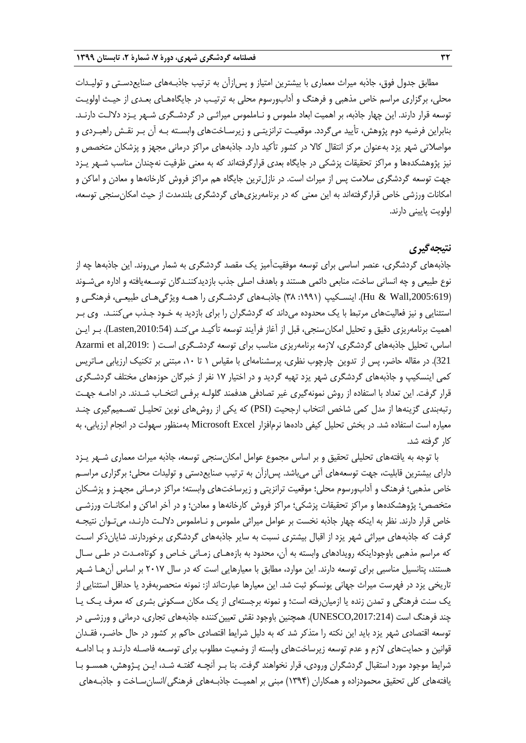مطابق جدول فوق، جاذبه میراث معماری با بیشترین امتیاز و پس‌ازآن به ترتیب جاذبه‌های صنایع‌دستی و تولیدات محلی، برگزاری مراسم خاص مذهبی و فرهنگ و آداب‌ورسوم محلی به ترتیب در جایگاه‌های بعدی از حیث اولویت توسعه قرار دارند. این چهار جاذبه، بر اهمیت ابعاد ملموس و ناملموس میراثی در گردشگری شهر یزد دلالت دارند. بنابراین فرضیه دوم پژوهش، تأیید می‌گردد. موقعیت ترانزیتی و زیرساخت‌های وابسته به آن بر نقش راهبردی و مواصلاتی شهر یزد به‌عنوان مرکز انتقال کالا در کشور تأکید دارد. جاذبه‌های مراکز درمانی مجهز و پزشکان متخصص و نیز پژوهشکده‌ها و مراکز تحقیقات پزشکی در جایگاه بعدی قرارگرفته‌اند که به معنی ظرفیت نه‌چندان مناسب شهر یزد جهت توسعه گردشگری سلامت پس از میراث است. در نازل‌ترین جایگاه هم مراکز فروش کارخانه‌ها و معادن و اماکن و امکانات ورزشی خاص قرارگرفته‌اند به این معنی که در برنامه‌ریزی‌های گردشگری بلندمدت از حیث امکان‌سنجی توسعه، اولویت پایینی دارند.

## نتیجه‌گیری

جاذبه‌های گردشگری، عنصر اساسی برای توسعه موفقیت‌آمیز یک مقصد گردشگری به شمار می‌روند. این جاذبه‌ها چه از نوع طبیعی و چه انسانی ساخت، منابعی دائمی هستند و باهدف اصلی جذب بازدیدکنندگان توسعه‌یافته و اداره می‌شوند (Hu & Wall,2005:619). اینسکیپ (۱۹۹۱: ۳۸) جاذبه‌های گردشگری را همه ویژگی‌های طبیعی، فرهنگی و استثنایی و نیز فعالیت‌های مرتبط با یک محدوده می‌داند که گردشگران را برای بازدید به خود جذب می‌کنند. وی بر اهمیت برنامه‌ریزی دقیق و تحلیل امکان‌سنجی، قبل از آغاز فرآیند توسعه تأکید می‌کند (Lasten,2010:54). بر این اساس، تحلیل جاذبه‌های گردشگری، لازمه برنامه‌ریزی مناسب برای توسعه گردشگری است (Azarmi et al,2019: 321). در مقاله حاضر، پس از تدوین چارچوب نظری، پرسشنامه‌ای با مقیاس ۱ تا ۱۰، مبتنی بر تکنیک ارزیابی ماتریس کمی اینسکیپ و جاذبه‌های گردشگری شهر یزد تهیه گردید و در اختیار ۱۷ نفر از خبرگان حوزه‌های مختلف گردشگری قرار گرفت. این تعداد با استفاده از روش نمونه‌گیری غیر تصادفی هدفمند گلوله برفی انتخاب شدند. در ادامه جهت رتبه‌بندی گزینه‌ها از مدل کمی شاخص انتخاب ارجحیت (PSI) که یکی از روش‌های نوین تحلیل تصمیم‌گیری چند معیاره است استفاده شد. در بخش تحلیل کیفی داده‌ها نرم‌افزار Microsoft Excel به‌منظور سهولت در انجام ارزیابی، به کار گرفته شد.

با توجه به یافته‌های تحلیلی تحقیق و بر اساس مجموع عوامل امکان‌سنجی توسعه، جاذبه میراث معماری شهر یزد دارای بیشترین قابلیت، جهت توسعه‌های آتی می‌باشد. پس‌ازآن به ترتیب صنایع‌دستی و تولیدات محلی؛ برگزاری مراسم خاص مذهبی؛ فرهنگ و آداب‌ورسوم محلی؛ موقعیت ترانزیتی و زیرساخت‌های وابسته؛ مراکز درمانی مجهز و پزشکان متخصص؛ پژوهشکده‌ها و مراکز تحقیقات پزشکی؛ مراکز فروش کارخانه‌ها و معادن؛ و در آخر اماکن و امکانات ورزشی خاص قرار دارند. نظر به اینکه چهار جاذبه نخست بر عوامل میراثی ملموس و ناملموس دلالت دارند، می‌توان نتیجه گرفت که جاذبه‌های میراثی شهر یزد از اقبال بیشتری نسبت به سایر جاذبه‌های گردشگری برخوردارند. شایان‌ذکر است که مراسم مذهبی باوجوداینکه رویدادهای وابسته به آن، محدود به بازه‌های زمانی خاص و کوتاه‌مدت در طی سال هستند، پتانسیل مناسبی برای توسعه دارند. این موارد، مطابق با معیارهایی است که در سال ۲۰۱۷ بر اساس آن‌ها شهر تاریخی یزد در فهرست میراث جهانی یونسکو ثبت شد. این معیارها عبارت‌اند از: نمونه منحصربه‌فرد یا حداقل استثنایی از یک سنت فرهنگی و تمدن زنده یا ازمیان‌رفته است؛ و نمونه برجسته‌ای از یک مکان مسکونی بشری که معرف یک یا چند فرهنگ است (UNESCO,2017:214). همچنین باوجود نقش تعیین‌کننده جاذبه‌های تجاری، درمانی و ورزشی در توسعه اقتصادی شهر یزد باید این نکته را متذکر شد که به دلیل شرایط اقتصادی حاکم بر کشور در حال حاضر، فقدان قوانین و حمایت‌های لازم و عدم توسعه زیرساخت‌های وابسته از وضعیت مطلوب برای توسعه فاصله دارند و با ادامه شرایط موجود مورد استقبال گردشگران ورودی، قرار نخواهند گرفت. بنا بر آنچه گفته شد، این پژوهش، همسو با یافته‌های کلی تحقیق محمودزاده و همکاران (۱۳۹۴) مبنی بر اهمیت جاذبه‌های فرهنگی/انسان‌ساخت و جاذبه‌های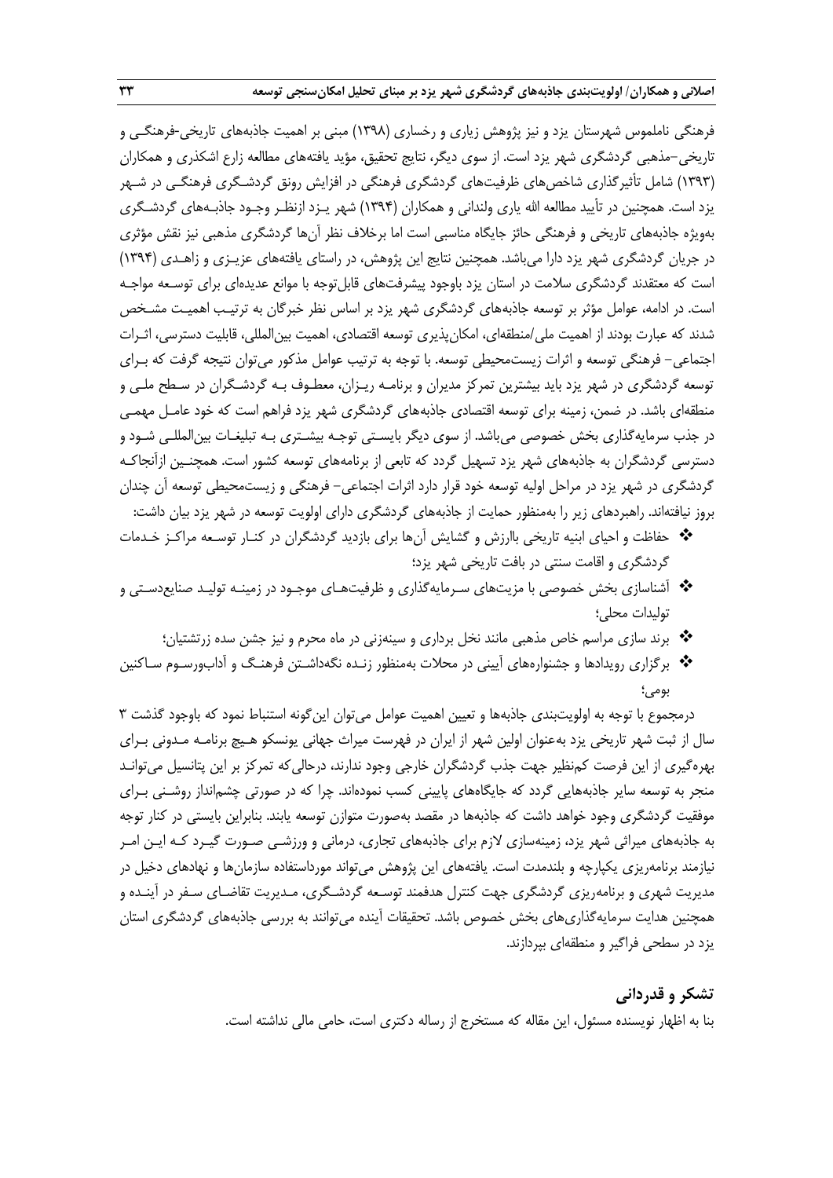فرهنگی ناملموس شهرستان یزد و نیز پژوهش زیاری و رخساری (۱۳۹۸) مبنی بر اهمیت جاذبه‌های تاریخی-فرهنگی و تاریخی-مذهبی گردشگری شهر یزد است. از سوی دیگر، نتایج تحقیق، مؤید یافته‌های مطالعه زارع اشکذری و همکاران (۱۳۹۳) شامل تأثیرگذاری شاخص‌های ظرفیت‌های گردشگری فرهنگی در افزایش رونق گردشگری فرهنگی در شهر یزد است. همچنین در تأیید مطالعه الله یاری ولندانی و همکاران (۱۳۹۴) شهر یزد ازنظر وجود جاذبه‌های گردشگری به‌ویژه جاذبه‌های تاریخی و فرهنگی حائز جایگاه مناسبی است اما برخلاف نظر آن‌ها گردشگری مذهبی نیز نقش مؤثری در جریان گردشگری شهر یزد دارا می‌باشد. همچنین نتایج این پژوهش، در راستای یافته‌های عزیزی و زاهدی (۱۳۹۴) است که معتقدند گردشگری سلامت در استان یزد باوجود پیشرفت‌های قابل‌توجه با موانع عدیده‌ای برای توسعه مواجه است. در ادامه، عوامل مؤثر بر توسعه جاذبه‌های گردشگری شهر یزد بر اساس نظر خبرگان به ترتیب اهمیت مشخص شدند که عبارت بودند از اهمیت ملی/منطقه‌ای، امکان‌پذیری توسعه اقتصادی، اهمیت بین‌المللی، قابلیت دسترسی، اثرات اجتماعی- فرهنگی توسعه و اثرات زیست‌محیطی توسعه. با توجه به ترتیب عوامل مذکور می‌توان نتیجه گرفت که برای توسعه گردشگری در شهر یزد باید بیشترین تمرکز مدیران و برنامه ریزان، معطوف به گردشگران در سطح ملی و منطقه‌ای باشد. در ضمن، زمینه برای توسعه اقتصادی جاذبه‌های گردشگری شهر یزد فراهم است که خود عامل مهمی در جذب سرمایه‌گذاری بخش خصوصی می‌باشد. از سوی دیگر بایستی توجه بیشتری به تبلیغات بین‌المللی شود و دسترسی گردشگران به جاذبه‌های شهر یزد تسهیل گردد که تابعی از برنامه‌های توسعه کشور است. همچنین ازآنجاکه گردشگری در شهر یزد در مراحل اولیه توسعه خود قرار دارد اثرات اجتماعی- فرهنگی و زیست‌محیطی توسعه آن چندان بروز نیافته‌اند. راهبردهای زیر را به‌منظور حمایت از جاذبه‌های گردشگری دارای اولویت توسعه در شهر یزد بیان داشت:

- حفاظت و احیای ابنیه تاریخی باارزش و گشایش آن‌ها برای بازدید گردشگران در کنار توسعه مراکز خدمات گردشگری و اقامت سنتی در بافت تاریخی شهر یزد؛
- آشناسازی بخش خصوصی با مزیت‌های سرمایه‌گذاری و ظرفیت‌های موجود در زمینه تولید صنایع‌دستی و تولیدات محلی؛
- برند سازی مراسم خاص مذهبی مانند نخل برداری و سینه‌زنی در ماه محرم و نیز جشن سده زرتشتیان؛
- برگزاری رویدادها و جشنواره‌های آیینی در محلات به‌منظور زنده نگه‌داشتن فرهنگ و آداب‌ورسوم ساکنین بومی؛

درمجموع با توجه به اولویت‌بندی جاذبه‌ها و تعیین اهمیت عوامل می‌توان این‌گونه استنباط نمود که باوجود گذشت ۳ سال از ثبت شهر تاریخی یزد به‌عنوان اولین شهر از ایران در فهرست میراث جهانی یونسکو هیچ برنامه مدونی برای بهره‌گیری از این فرصت کم‌نظیر جهت جذب گردشگران خارجی وجود ندارد، درحالی‌که تمرکز بر این پتانسیل می‌تواند منجر به توسعه سایر جاذبه‌هایی گردد که جایگاه‌های پایینی کسب نموده‌اند. چرا که در صورتی چشم‌انداز روشنی برای موفقیت گردشگری وجود خواهد داشت که جاذبه‌ها در مقصد به‌صورت متوازن توسعه یابند. بنابراین بایستی در کنار توجه به جاذبه‌های میراثی شهر یزد، زمینه‌سازی لازم برای جاذبه‌های تجاری، درمانی و ورزشی صورت گیرد که این امر نیازمند برنامه‌ریزی یکپارچه و بلندمدت است. یافته‌های این پژوهش می‌تواند مورداستفاده سازمان‌ها و نهادهای دخیل در مدیریت شهری و برنامه‌ریزی گردشگری جهت کنترل هدفمند توسعه گردشگری، مدیریت تقاضای سفر در آینده و همچنین هدایت سرمایه‌گذاری‌های بخش خصوص باشد. تحقیقات آینده می‌توانند به بررسی جاذبه‌های گردشگری استان یزد در سطحی فراگیر و منطقه‌ای بپردازند.

## تشکر و قدردانی

بنا به اظهار نویسنده مسئول، این مقاله که مستخرج از رساله دکتری است، حامی مالی نداشته است.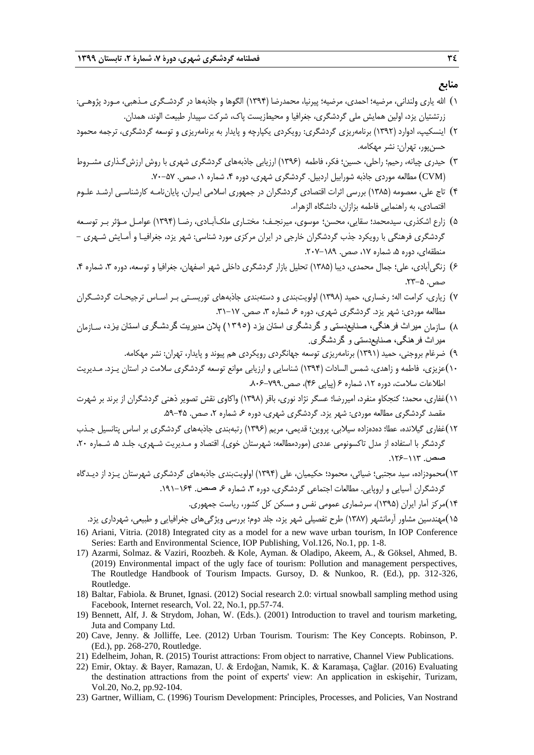## منابع

۱) الله یاری ولندانی، مرضیه؛ احمدی، مرضیه؛ پیرنیا، محمدرضا (۱۳۹۴) الگوها و جاذبه‌ها در گردشگری مذهبی، مورد پژوهی: زرتشتیان یزد، اولین همایش ملی گردشگری، جغرافیا و محیطزیست پاک، شرکت سپیدار طبیعت الوند، همدان.

۲) اینسکیپ، ادوارد (۱۳۹۲) برنامه‌ریزی گردشگری: رویکردی یکپارچه و پایدار به برنامه‌ریزی و توسعه گردشگری، ترجمه محمود حسن‌پور، تهران: نشر مهکامه.

۳) حیدری چیانه، رحیم؛ راحلی، حسین؛ فکر، فاطمه (۱۳۹۶) ارزیابی جاذبه‌های گردشگری شهری با روش ارزش‌گذاری مشروط (CVM) مطالعه موردی جاذبه شورابیل اردبیل. گردشگری شهری، دوره ۴، شماره ۱، صص. ۵۷-۷۰.

۴) تاج علی، معصومه (۱۳۸۵) بررسی اثرات اقتصادی گردشگران در جمهوری اسلامی ایران، پایان‌نامه کارشناسی ارشد علوم اقتصادی، به راهنمایی فاطمه بزازان، دانشگاه الزهراء.

۵) زارع اشکذری، سیدمحمد؛ سقایی، محسن؛ موسوی، میرنجف؛ مختاری ملک‌آبادی، رضا (۱۳۹۴) عوامل مؤثر بر توسعه گردشگری فرهنگی با رویکرد جذب گردشگران خارجی در ایران مرکزی مورد شناسی: شهر یزد، جغرافیا و آمایش شهری - منطقه‌ای، دوره ۵، شماره ۱۷، صص. ۱۸۹-۲۰۷.

۶) زنگی‌آبادی، علی؛ جمال محمدی، دیبا (۱۳۸۵) تحلیل بازار گردشگری داخلی شهر اصفهان، جغرافیا و توسعه، دوره ۳، شماره ۴، صص. ۵-۲۳.

۷) زیاری، کرامت اله؛ رخساری، حمید (۱۳۹۸) اولویت‌بندی و دسته‌بندی جاذبه‌های توریستی بر اساس ترجیحات گردشگران مطالعه موردی: شهر یزد. گردشگری شهری، دوره ۶، شماره ۳، صص. ۱۷-۳۱.

۸) سازمان میراث فرهنگی، صنایع‌دستی و گردشگری استان یزد (۱۳۹۵) پلان مدیریت گردشگری استان یزد، سازمان میراث فرهنگی، صنایع‌دستی و گردشگری.

۹) ضرغام بروجنی، حمید (۱۳۹۱) برنامه‌ریزی توسعه جهانگردی رویکردی هم پیوند و پایدار، تهران: نشر مهکامه.

۱۰) عزیزی، فاطمه و زاهدی، شمس السادات (۱۳۹۴) شناسایی و ارزیابی موانع توسعه گردشگری سلامت در استان یزد. مدیریت اطلاعات سلامت، دوره ۱۲، شماره ۶ (پیاپی ۴۶)، صص.۷۹۹-۸۰۶.

۱۱) غفاری، محمد؛ کنجکاو منفرد، امیررضا؛ عسگر نژاد نوری، باقر (۱۳۹۸) واکاوی نقش تصویر ذهنی گردشگران از برند بر شهرت مقصد گردشگری مطالعه موردی: شهر یزد. گردشگری شهری، دوره ۶، شماره ۲، صص. ۴۵-۵۹.

۱۲) غفاری گیلانده، عطا؛ دده‌زاده سیلابی، پروین؛ قدیمی، مریم (۱۳۹۶) رتبه‌بندی جاذبه‌های گردشگری بر اساس پتانسیل جذب گردشگر با استفاده از مدل تاکسونومی عددی (موردمطالعه: شهرستان خوی). اقتصاد و مدیریت شهری، جلد ۵، شماره ۲۰، صص. ۱۱۳-۱۲۶.

۱۳) محمودزاده، سید مجتبی؛ ضیائی، محمود؛ حکیمیان، علی (۱۳۹۴) اولویت‌بندی جاذبه‌های گردشگری شهرستان یزد از دیدگاه گردشگران آسیایی و اروپایی. مطالعات اجتماعی گردشگری، دوره ۳، شماره ۶، صص. ۱۶۴-۱۹۱.

۱۴) مرکز آمار ایران (۱۳۹۵)، سرشماری عمومی نفس و مسکن کل کشور، ریاست جمهوری.

۱۵) مهندسین مشاور آرمانشهر (۱۳۸۷) طرح تفصیلی شهر یزد، جلد دوم؛ بررسی ویژگی‌های جغرافیایی و طبیعی، شهرداری یزد.

16) Ariani, Vitria. (2018) Integrated city as a model for a new wave urban tourism, In IOP Conference Series: Earth and Environmental Science, IOP Publishing, Vol.126, No.1, pp. 1-8.

17) Azarmi, Solmaz. & Vaziri, Roozbeh. & Kole, Ayman. & Oladipo, Akeem, A., & Göksel, Ahmed, B. (2019) Environmental impact of the ugly face of tourism: Pollution and management perspectives, The Routledge Handbook of Tourism Impacts. Gursoy, D. & Nunkoo, R. (Ed.), pp. 312-326, Routledge.

18) Baltar, Fabiola. & Brunet, Ignasi. (2012) Social research 2.0: virtual snowball sampling method using Facebook, Internet research, Vol. 22, No.1, pp.57-74.

19) Bennett, Alf, J. & Strydom, Johan, W. (Eds.). (2001) Introduction to travel and tourism marketing, Juta and Company Ltd.

20) Cave, Jenny. & Jolliffe, Lee. (2012) Urban Tourism. Tourism: The Key Concepts. Robinson, P. (Ed.), pp. 268-270, Routledge.

21) Edelheim, Johan, R. (2015) Tourist attractions: From object to narrative, Channel View Publications.

22) Emir, Oktay. & Bayer, Ramazan, U. & Erdoğan, Namık, K. & Karamaşa, Çağlar. (2016) Evaluating the destination attractions from the point of experts' view: An application in eskişehir, Turizam, Vol.20, No.2, pp.92-104.

23) Gartner, William, C. (1996) Tourism Development: Principles, Processes, and Policies, Van Nostrand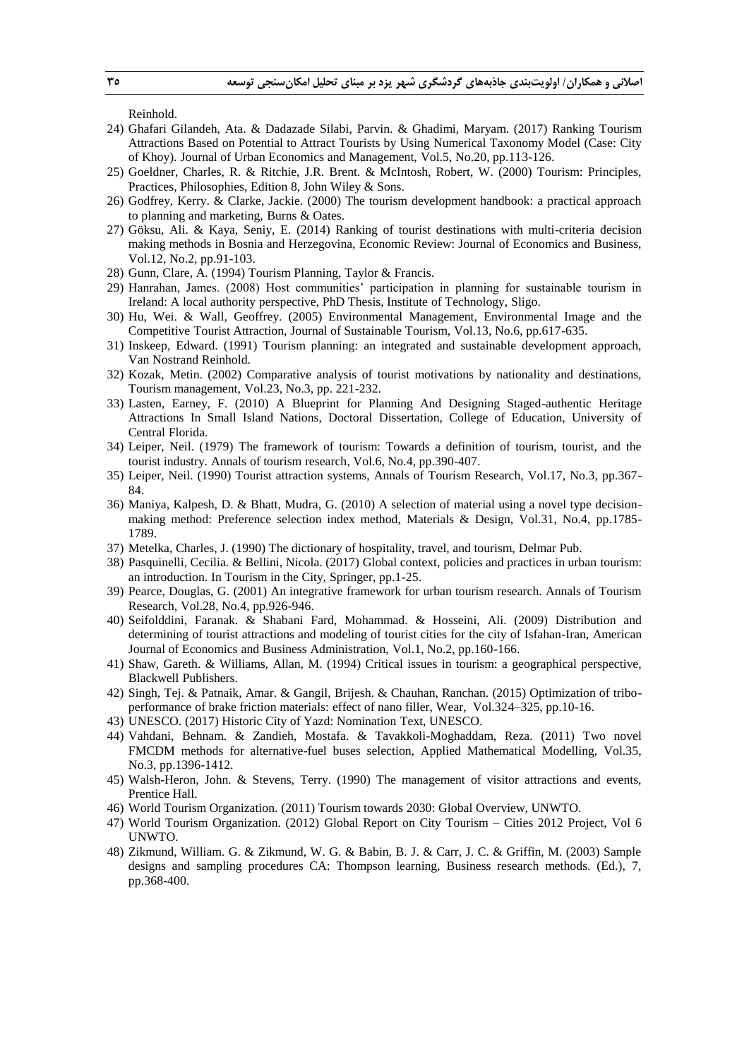Reinhold.

24) Ghafari Gilandeh, Ata. & Dadazade Silabi, Parvin. & Ghadimi, Maryam. (2017) Ranking Tourism Attractions Based on Potential to Attract Tourists by Using Numerical Taxonomy Model (Case: City of Khoy). Journal of Urban Economics and Management, Vol.5, No.20, pp.113-126.
25) Goeldner, Charles, R. & Ritchie, J.R. Brent. & McIntosh, Robert, W. (2000) Tourism: Principles, Practices, Philosophies, Edition 8, John Wiley & Sons.
26) Godfrey, Kerry. & Clarke, Jackie. (2000) The tourism development handbook: a practical approach to planning and marketing, Burns & Oates.
27) Göksu, Ali. & Kaya, Seniy, E. (2014) Ranking of tourist destinations with multi-criteria decision making methods in Bosnia and Herzegovina, Economic Review: Journal of Economics and Business, Vol.12, No.2, pp.91-103.
28) Gunn, Clare, A. (1994) Tourism Planning, Taylor & Francis.
29) Hanrahan, James. (2008) Host communities' participation in planning for sustainable tourism in Ireland: A local authority perspective, PhD Thesis, Institute of Technology, Sligo.
30) Hu, Wei. & Wall, Geoffrey. (2005) Environmental Management, Environmental Image and the Competitive Tourist Attraction, Journal of Sustainable Tourism, Vol.13, No.6, pp.617-635.
31) Inskeep, Edward. (1991) Tourism planning: an integrated and sustainable development approach, Van Nostrand Reinhold.
32) Kozak, Metin. (2002) Comparative analysis of tourist motivations by nationality and destinations, Tourism management, Vol.23, No.3, pp. 221-232.
33) Lasten, Earney, F. (2010) A Blueprint for Planning And Designing Staged-authentic Heritage Attractions In Small Island Nations, Doctoral Dissertation, College of Education, University of Central Florida.
34) Leiper, Neil. (1979) The framework of tourism: Towards a definition of tourism, tourist, and the tourist industry. Annals of tourism research, Vol.6, No.4, pp.390-407.
35) Leiper, Neil. (1990) Tourist attraction systems, Annals of Tourism Research, Vol.17, No.3, pp.367-84.
36) Maniya, Kalpesh, D. & Bhatt, Mudra, G. (2010) A selection of material using a novel type decision-making method: Preference selection index method, Materials & Design, Vol.31, No.4, pp.1785-1789.
37) Metelka, Charles, J. (1990) The dictionary of hospitality, travel, and tourism, Delmar Pub.
38) Pasquinelli, Cecilia. & Bellini, Nicola. (2017) Global context, policies and practices in urban tourism: an introduction. In Tourism in the City, Springer, pp.1-25.
39) Pearce, Douglas, G. (2001) An integrative framework for urban tourism research. Annals of Tourism Research, Vol.28, No.4, pp.926-946.
40) Seifolddini, Faranak. & Shabani Fard, Mohammad. & Hosseini, Ali. (2009) Distribution and determining of tourist attractions and modeling of tourist cities for the city of Isfahan-Iran, American Journal of Economics and Business Administration, Vol.1, No.2, pp.160-166.
41) Shaw, Gareth. & Williams, Allan, M. (1994) Critical issues in tourism: a geographical perspective, Blackwell Publishers.
42) Singh, Tej. & Patnaik, Amar. & Gangil, Brijesh. & Chauhan, Ranchan. (2015) Optimization of tribo-performance of brake friction materials: effect of nano filler, Wear, Vol.324–325, pp.10-16.
43) UNESCO. (2017) Historic City of Yazd: Nomination Text, UNESCO.
44) Vahdani, Behnam. & Zandieh, Mostafa. & Tavakkoli-Moghaddam, Reza. (2011) Two novel FMCDM methods for alternative-fuel buses selection, Applied Mathematical Modelling, Vol.35, No.3, pp.1396-1412.
45) Walsh-Heron, John. & Stevens, Terry. (1990) The management of visitor attractions and events, Prentice Hall.
46) World Tourism Organization. (2011) Tourism towards 2030: Global Overview, UNWTO.
47) World Tourism Organization. (2012) Global Report on City Tourism – Cities 2012 Project, Vol 6 UNWTO.
48) Zikmund, William. G. & Zikmund, W. G. & Babin, B. J. & Carr, J. C. & Griffin, M. (2003) Sample designs and sampling procedures CA: Thompson learning, Business research methods. (Ed.), 7, pp.368-400.